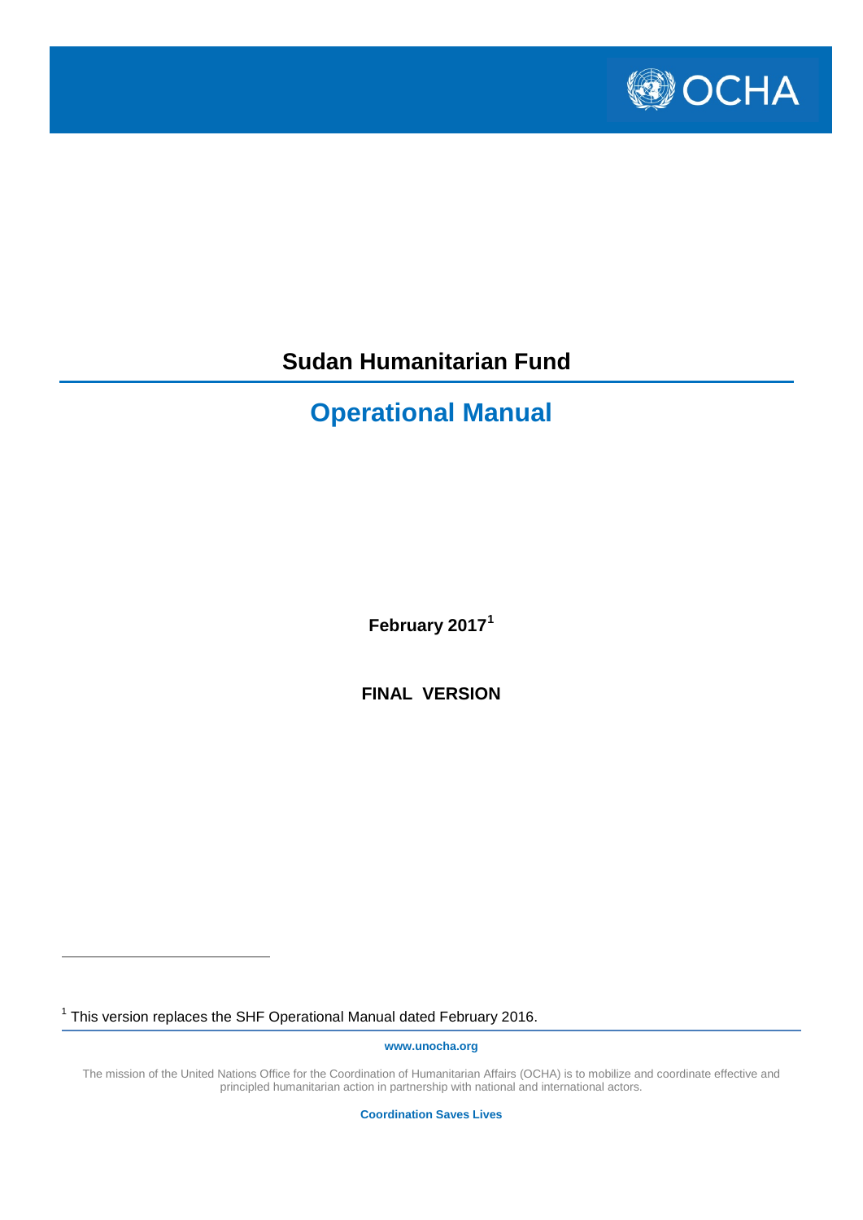# Sudan Humanitarian Fund

## Operational Manual

**February 2017[1]**

**FINAL VERSION**

[1] This version replaces the SHF Operational Manual dated February 2016.

**www.unocha.org**

The mission of the United Nations Office for the Coordination of Humanitarian Affairs (OCHA) is to mobilize and coordinate effective and principled humanitarian action in partnership with national and international actors.

**Coordination Saves Lives**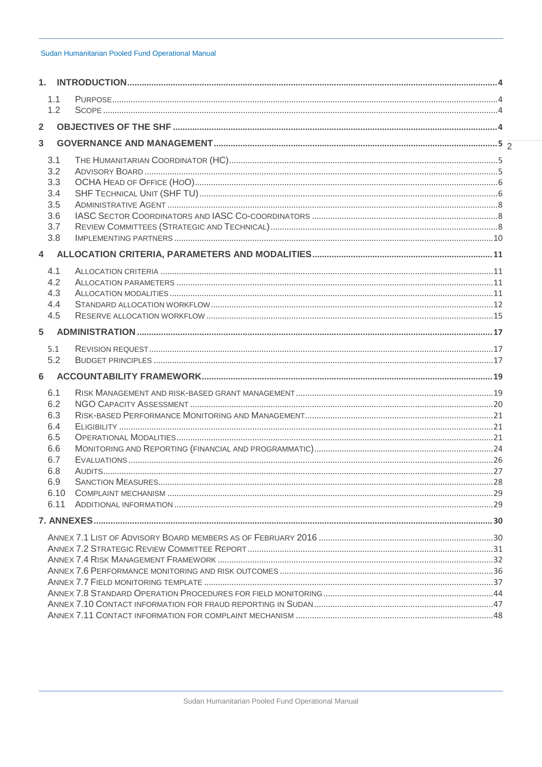1. **INTRODUCTION** ... 4
   - 1.1 PURPOSE ... 4
   - 1.2 SCOPE ... 4
2. **OBJECTIVES OF THE SHF** ... 4
3. **GOVERNANCE AND MANAGEMENT** ... 5
   - 3.1 THE HUMANITARIAN COORDINATOR (HC) ... 5
   - 3.2 ADVISORY BOARD ... 5
   - 3.3 OCHA HEAD OF OFFICE (HOO) ... 6
   - 3.4 SHF TECHNICAL UNIT (SHF TU) ... 6
   - 3.5 ADMINISTRATIVE AGENT ... 8
   - 3.6 IASC SECTOR COORDINATORS AND IASC CO-COORDINATORS ... 8
   - 3.7 REVIEW COMMITTEES (STRATEGIC AND TECHNICAL) ... 8
   - 3.8 IMPLEMENTING PARTNERS ... 10
4. **ALLOCATION CRITERIA, PARAMETERS AND MODALITIES** ... 11
   - 4.1 ALLOCATION CRITERIA ... 11
   - 4.2 ALLOCATION PARAMETERS ... 11
   - 4.3 ALLOCATION MODALITIES ... 11
   - 4.4 STANDARD ALLOCATION WORKFLOW ... 12
   - 4.5 RESERVE ALLOCATION WORKFLOW ... 15
5. **ADMINISTRATION** ... 17
   - 5.1 REVISION REQUEST ... 17
   - 5.2 BUDGET PRINCIPLES ... 17
6. **ACCOUNTABILITY FRAMEWORK** ... 19
   - 6.1 RISK MANAGEMENT AND RISK-BASED GRANT MANAGEMENT ... 19
   - 6.2 NGO CAPACITY ASSESSMENT ... 20
   - 6.3 RISK-BASED PERFORMANCE MONITORING AND MANAGEMENT ... 21
   - 6.4 ELIGIBILITY ... 21
   - 6.5 OPERATIONAL MODALITIES ... 21
   - 6.6 MONITORING AND REPORTING (FINANCIAL AND PROGRAMMATIC) ... 24
   - 6.7 EVALUATIONS ... 26
   - 6.8 AUDITS ... 27
   - 6.9 SANCTION MEASURES ... 28
   - 6.10 COMPLAINT MECHANISM ... 29
   - 6.11 ADDITIONAL INFORMATION ... 29
7. **ANNEXES** ... 30
   - ANNEX 7.1 LIST OF ADVISORY BOARD MEMBERS AS OF FEBRUARY 2016 ... 30
   - ANNEX 7.2 STRATEGIC REVIEW COMMITTEE REPORT ... 31
   - ANNEX 7.4 RISK MANAGEMENT FRAMEWORK ... 32
   - ANNEX 7.6 PERFORMANCE MONITORING AND RISK OUTCOMES ... 36
   - ANNEX 7.7 FIELD MONITORING TEMPLATE ... 37
   - ANNEX 7.8 STANDARD OPERATION PROCEDURES FOR FIELD MONITORING ... 44
   - ANNEX 7.10 CONTACT INFORMATION FOR FRAUD REPORTING IN SUDAN ... 47
   - ANNEX 7.11 CONTACT INFORMATION FOR COMPLAINT MECHANISM ... 48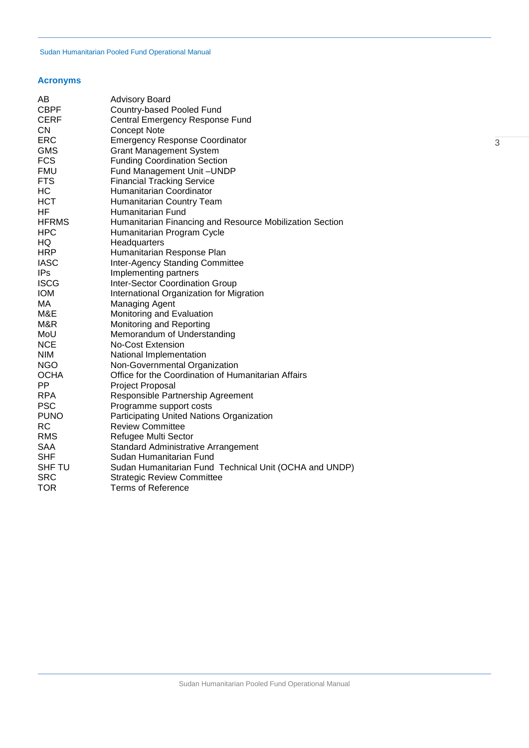## Acronyms

| | |
|---|---|
| AB | Advisory Board |
| CBPF | Country-based Pooled Fund |
| CERF | Central Emergency Response Fund |
| CN | Concept Note |
| ERC | Emergency Response Coordinator |
| GMS | Grant Management System |
| FCS | Funding Coordination Section |
| FMU | Fund Management Unit –UNDP |
| FTS | Financial Tracking Service |
| HC | Humanitarian Coordinator |
| HCT | Humanitarian Country Team |
| HF | Humanitarian Fund |
| HFRMS | Humanitarian Financing and Resource Mobilization Section |
| HPC | Humanitarian Program Cycle |
| HQ | Headquarters |
| HRP | Humanitarian Response Plan |
| IASC | Inter-Agency Standing Committee |
| IPs | Implementing partners |
| ISCG | Inter-Sector Coordination Group |
| IOM | International Organization for Migration |
| MA | Managing Agent |
| M&E | Monitoring and Evaluation |
| M&R | Monitoring and Reporting |
| MoU | Memorandum of Understanding |
| NCE | No-Cost Extension |
| NIM | National Implementation |
| NGO | Non-Governmental Organization |
| OCHA | Office for the Coordination of Humanitarian Affairs |
| PP | Project Proposal |
| RPA | Responsible Partnership Agreement |
| PSC | Programme support costs |
| PUNO | Participating United Nations Organization |
| RC | Review Committee |
| RMS | Refugee Multi Sector |
| SAA | Standard Administrative Arrangement |
| SHF | Sudan Humanitarian Fund |
| SHF TU | Sudan Humanitarian Fund Technical Unit (OCHA and UNDP) |
| SRC | Strategic Review Committee |
| TOR | Terms of Reference |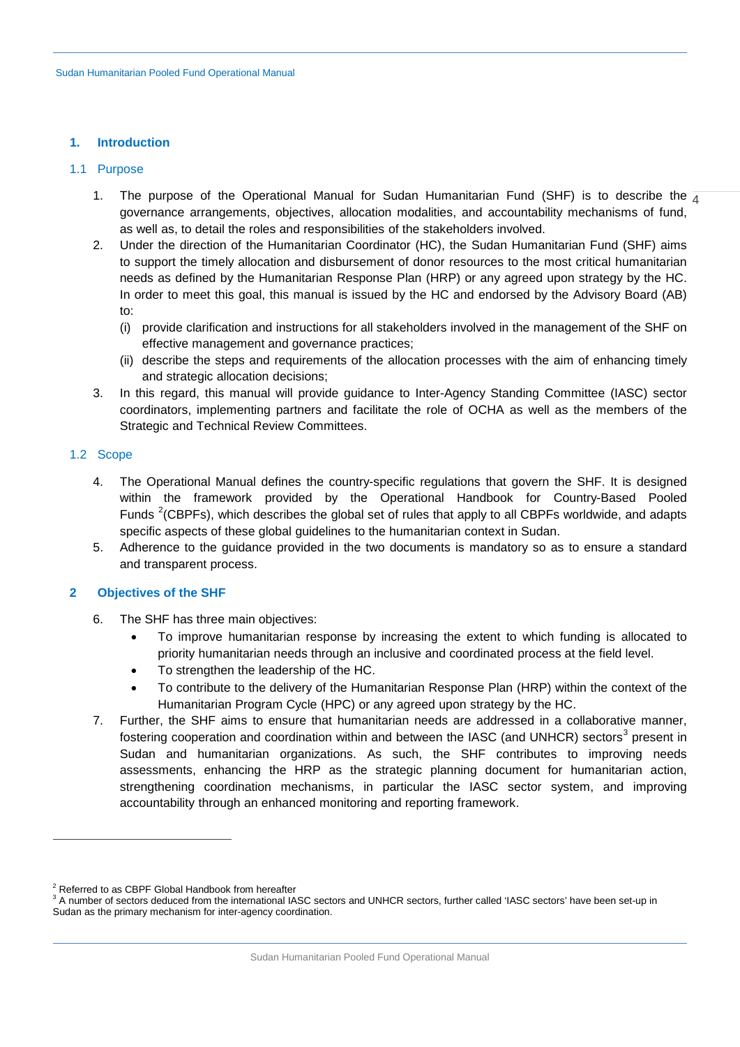# 1. Introduction

## 1.1 Purpose

1. The purpose of the Operational Manual for Sudan Humanitarian Fund (SHF) is to describe the governance arrangements, objectives, allocation modalities, and accountability mechanisms of fund, as well as, to detail the roles and responsibilities of the stakeholders involved.
2. Under the direction of the Humanitarian Coordinator (HC), the Sudan Humanitarian Fund (SHF) aims to support the timely allocation and disbursement of donor resources to the most critical humanitarian needs as defined by the Humanitarian Response Plan (HRP) or any agreed upon strategy by the HC. In order to meet this goal, this manual is issued by the HC and endorsed by the Advisory Board (AB) to:
   (i) provide clarification and instructions for all stakeholders involved in the management of the SHF on effective management and governance practices;
   (ii) describe the steps and requirements of the allocation processes with the aim of enhancing timely and strategic allocation decisions;
3. In this regard, this manual will provide guidance to Inter-Agency Standing Committee (IASC) sector coordinators, implementing partners and facilitate the role of OCHA as well as the members of the Strategic and Technical Review Committees.

## 1.2 Scope

4. The Operational Manual defines the country-specific regulations that govern the SHF. It is designed within the framework provided by the Operational Handbook for Country-Based Pooled Funds [2](CBPFs), which describes the global set of rules that apply to all CBPFs worldwide, and adapts specific aspects of these global guidelines to the humanitarian context in Sudan.
5. Adherence to the guidance provided in the two documents is mandatory so as to ensure a standard and transparent process.

# 2 Objectives of the SHF

6. The SHF has three main objectives:
   - To improve humanitarian response by increasing the extent to which funding is allocated to priority humanitarian needs through an inclusive and coordinated process at the field level.
   - To strengthen the leadership of the HC.
   - To contribute to the delivery of the Humanitarian Response Plan (HRP) within the context of the Humanitarian Program Cycle (HPC) or any agreed upon strategy by the HC.
7. Further, the SHF aims to ensure that humanitarian needs are addressed in a collaborative manner, fostering cooperation and coordination within and between the IASC (and UNHCR) sectors[3] present in Sudan and humanitarian organizations. As such, the SHF contributes to improving needs assessments, enhancing the HRP as the strategic planning document for humanitarian action, strengthening coordination mechanisms, in particular the IASC sector system, and improving accountability through an enhanced monitoring and reporting framework.

---

[2] Referred to as CBPF Global Handbook from hereafter

[3] A number of sectors deduced from the international IASC sectors and UNHCR sectors, further called 'IASC sectors' have been set-up in Sudan as the primary mechanism for inter-agency coordination.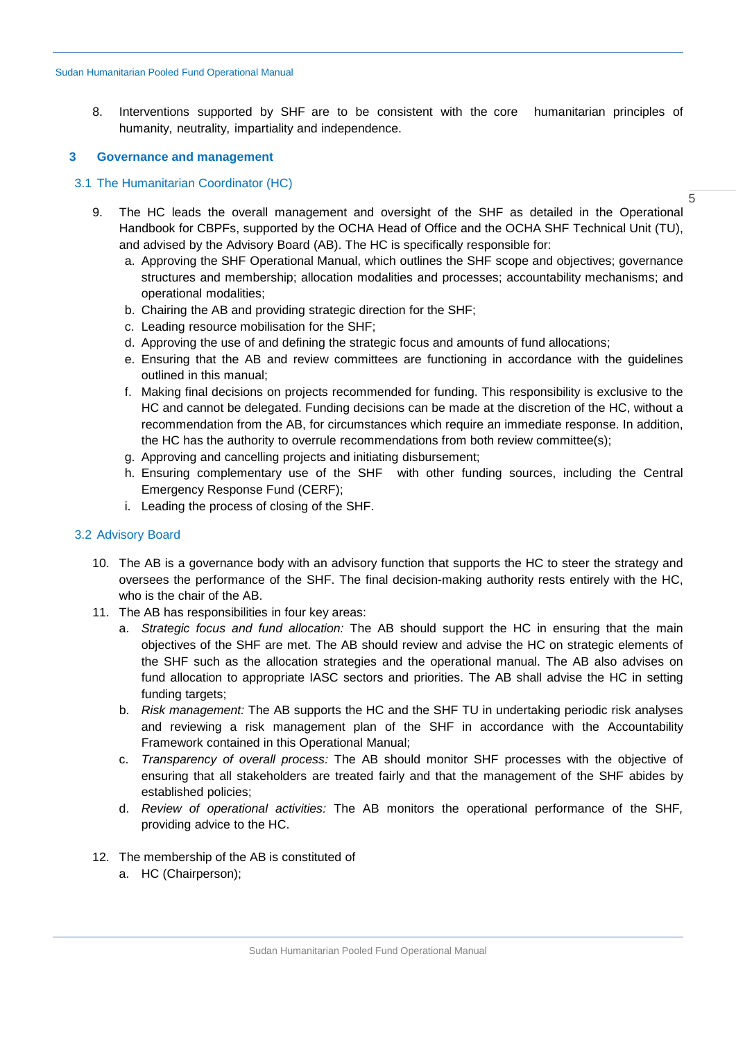8. Interventions supported by SHF are to be consistent with the core humanitarian principles of humanity, neutrality, impartiality and independence.

## 3 Governance and management

### 3.1 The Humanitarian Coordinator (HC)

9. The HC leads the overall management and oversight of the SHF as detailed in the Operational Handbook for CBPFs, supported by the OCHA Head of Office and the OCHA SHF Technical Unit (TU), and advised by the Advisory Board (AB). The HC is specifically responsible for:
   a. Approving the SHF Operational Manual, which outlines the SHF scope and objectives; governance structures and membership; allocation modalities and processes; accountability mechanisms; and operational modalities;
   b. Chairing the AB and providing strategic direction for the SHF;
   c. Leading resource mobilisation for the SHF;
   d. Approving the use of and defining the strategic focus and amounts of fund allocations;
   e. Ensuring that the AB and review committees are functioning in accordance with the guidelines outlined in this manual;
   f. Making final decisions on projects recommended for funding. This responsibility is exclusive to the HC and cannot be delegated. Funding decisions can be made at the discretion of the HC, without a recommendation from the AB, for circumstances which require an immediate response. In addition, the HC has the authority to overrule recommendations from both review committee(s);
   g. Approving and cancelling projects and initiating disbursement;
   h. Ensuring complementary use of the SHF with other funding sources, including the Central Emergency Response Fund (CERF);
   i. Leading the process of closing of the SHF.

### 3.2 Advisory Board

10. The AB is a governance body with an advisory function that supports the HC to steer the strategy and oversees the performance of the SHF. The final decision-making authority rests entirely with the HC, who is the chair of the AB.
11. The AB has responsibilities in four key areas:
    a. *Strategic focus and fund allocation:* The AB should support the HC in ensuring that the main objectives of the SHF are met. The AB should review and advise the HC on strategic elements of the SHF such as the allocation strategies and the operational manual. The AB also advises on fund allocation to appropriate IASC sectors and priorities. The AB shall advise the HC in setting funding targets;
    b. *Risk management:* The AB supports the HC and the SHF TU in undertaking periodic risk analyses and reviewing a risk management plan of the SHF in accordance with the Accountability Framework contained in this Operational Manual;
    c. *Transparency of overall process:* The AB should monitor SHF processes with the objective of ensuring that all stakeholders are treated fairly and that the management of the SHF abides by established policies;
    d. *Review of operational activities:* The AB monitors the operational performance of the SHF, providing advice to the HC.

12. The membership of the AB is constituted of
    a. HC (Chairperson);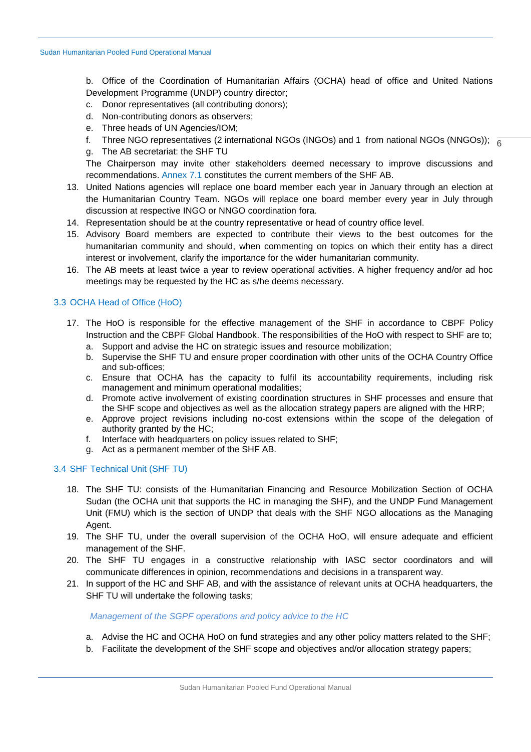b. Office of the Coordination of Humanitarian Affairs (OCHA) head of office and United Nations Development Programme (UNDP) country director;
c. Donor representatives (all contributing donors);
d. Non-contributing donors as observers;
e. Three heads of UN Agencies/IOM;
f. Three NGO representatives (2 international NGOs (INGOs) and 1 from national NGOs (NNGOs));
g. The AB secretariat: the SHF TU

The Chairperson may invite other stakeholders deemed necessary to improve discussions and recommendations. Annex 7.1 constitutes the current members of the SHF AB.

13. United Nations agencies will replace one board member each year in January through an election at the Humanitarian Country Team. NGOs will replace one board member every year in July through discussion at respective INGO or NNGO coordination fora.
14. Representation should be at the country representative or head of country office level.
15. Advisory Board members are expected to contribute their views to the best outcomes for the humanitarian community and should, when commenting on topics on which their entity has a direct interest or involvement, clarify the importance for the wider humanitarian community.
16. The AB meets at least twice a year to review operational activities. A higher frequency and/or ad hoc meetings may be requested by the HC as s/he deems necessary.

### 3.3 OCHA Head of Office (HoO)

17. The HoO is responsible for the effective management of the SHF in accordance to CBPF Policy Instruction and the CBPF Global Handbook. The responsibilities of the HoO with respect to SHF are to;
    a. Support and advise the HC on strategic issues and resource mobilization;
    b. Supervise the SHF TU and ensure proper coordination with other units of the OCHA Country Office and sub-offices;
    c. Ensure that OCHA has the capacity to fulfil its accountability requirements, including risk management and minimum operational modalities;
    d. Promote active involvement of existing coordination structures in SHF processes and ensure that the SHF scope and objectives as well as the allocation strategy papers are aligned with the HRP;
    e. Approve project revisions including no-cost extensions within the scope of the delegation of authority granted by the HC;
    f. Interface with headquarters on policy issues related to SHF;
    g. Act as a permanent member of the SHF AB.

### 3.4 SHF Technical Unit (SHF TU)

18. The SHF TU: consists of the Humanitarian Financing and Resource Mobilization Section of OCHA Sudan (the OCHA unit that supports the HC in managing the SHF), and the UNDP Fund Management Unit (FMU) which is the section of UNDP that deals with the SHF NGO allocations as the Managing Agent.
19. The SHF TU, under the overall supervision of the OCHA HoO, will ensure adequate and efficient management of the SHF.
20. The SHF TU engages in a constructive relationship with IASC sector coordinators and will communicate differences in opinion, recommendations and decisions in a transparent way.
21. In support of the HC and SHF AB, and with the assistance of relevant units at OCHA headquarters, the SHF TU will undertake the following tasks;

*Management of the SGPF operations and policy advice to the HC*

a. Advise the HC and OCHA HoO on fund strategies and any other policy matters related to the SHF;
b. Facilitate the development of the SHF scope and objectives and/or allocation strategy papers;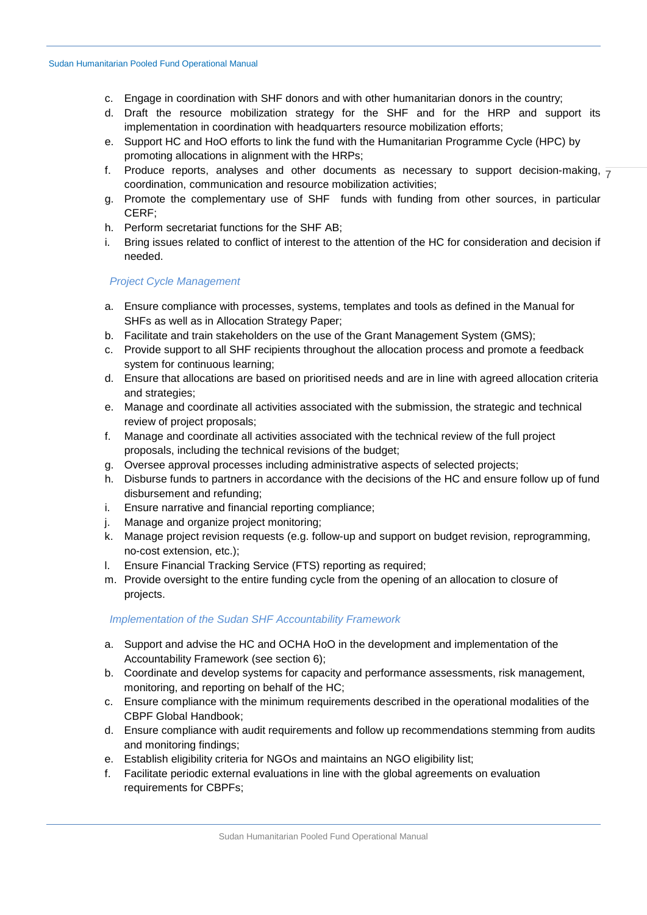c. Engage in coordination with SHF donors and with other humanitarian donors in the country;
d. Draft the resource mobilization strategy for the SHF and for the HRP and support its implementation in coordination with headquarters resource mobilization efforts;
e. Support HC and HoO efforts to link the fund with the Humanitarian Programme Cycle (HPC) by promoting allocations in alignment with the HRPs;
f. Produce reports, analyses and other documents as necessary to support decision-making, coordination, communication and resource mobilization activities;
g. Promote the complementary use of SHF funds with funding from other sources, in particular CERF;
h. Perform secretariat functions for the SHF AB;
i. Bring issues related to conflict of interest to the attention of the HC for consideration and decision if needed.

*Project Cycle Management*

a. Ensure compliance with processes, systems, templates and tools as defined in the Manual for SHFs as well as in Allocation Strategy Paper;
b. Facilitate and train stakeholders on the use of the Grant Management System (GMS);
c. Provide support to all SHF recipients throughout the allocation process and promote a feedback system for continuous learning;
d. Ensure that allocations are based on prioritised needs and are in line with agreed allocation criteria and strategies;
e. Manage and coordinate all activities associated with the submission, the strategic and technical review of project proposals;
f. Manage and coordinate all activities associated with the technical review of the full project proposals, including the technical revisions of the budget;
g. Oversee approval processes including administrative aspects of selected projects;
h. Disburse funds to partners in accordance with the decisions of the HC and ensure follow up of fund disbursement and refunding;
i. Ensure narrative and financial reporting compliance;
j. Manage and organize project monitoring;
k. Manage project revision requests (e.g. follow-up and support on budget revision, reprogramming, no-cost extension, etc.);
l. Ensure Financial Tracking Service (FTS) reporting as required;
m. Provide oversight to the entire funding cycle from the opening of an allocation to closure of projects.

*Implementation of the Sudan SHF Accountability Framework*

a. Support and advise the HC and OCHA HoO in the development and implementation of the Accountability Framework (see section 6);
b. Coordinate and develop systems for capacity and performance assessments, risk management, monitoring, and reporting on behalf of the HC;
c. Ensure compliance with the minimum requirements described in the operational modalities of the CBPF Global Handbook;
d. Ensure compliance with audit requirements and follow up recommendations stemming from audits and monitoring findings;
e. Establish eligibility criteria for NGOs and maintains an NGO eligibility list;
f. Facilitate periodic external evaluations in line with the global agreements on evaluation requirements for CBPFs;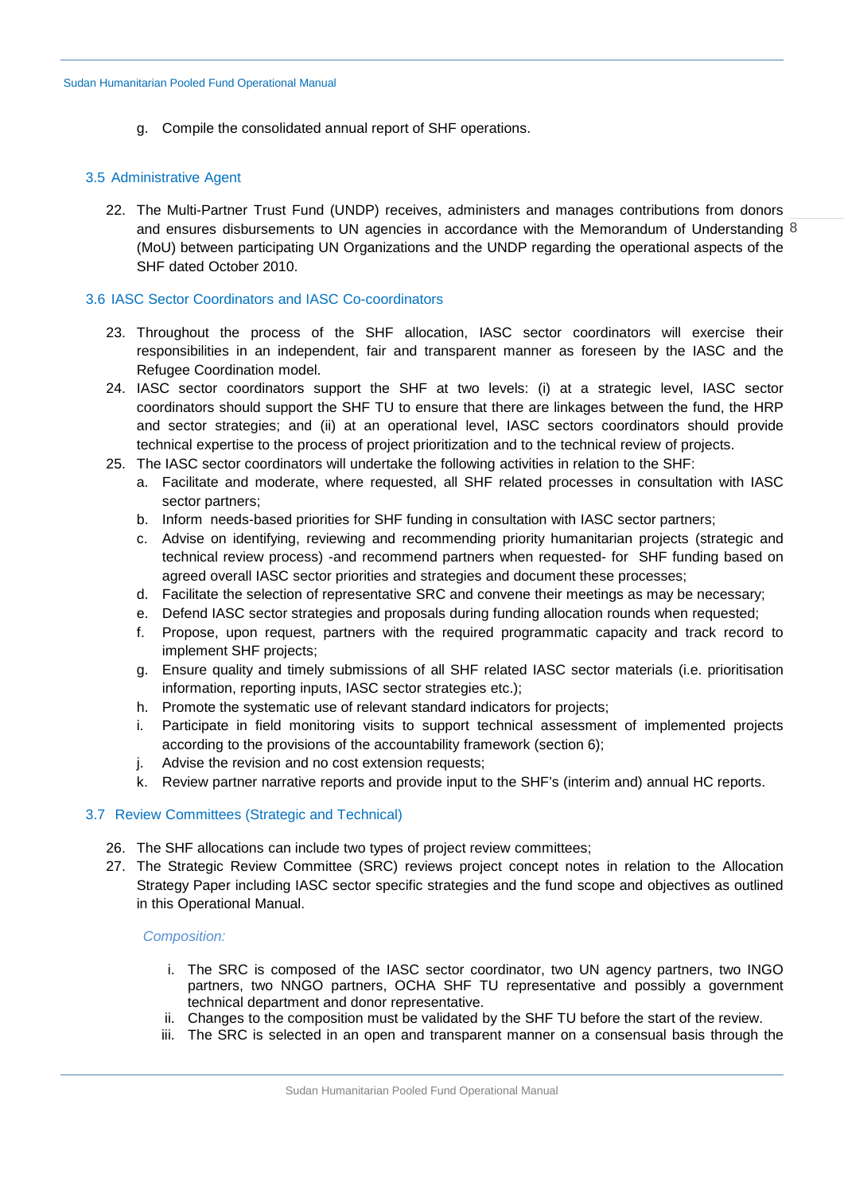g. Compile the consolidated annual report of SHF operations.

### 3.5 Administrative Agent

22. The Multi-Partner Trust Fund (UNDP) receives, administers and manages contributions from donors and ensures disbursements to UN agencies in accordance with the Memorandum of Understanding (MoU) between participating UN Organizations and the UNDP regarding the operational aspects of the SHF dated October 2010.

### 3.6 IASC Sector Coordinators and IASC Co-coordinators

23. Throughout the process of the SHF allocation, IASC sector coordinators will exercise their responsibilities in an independent, fair and transparent manner as foreseen by the IASC and the Refugee Coordination model.
24. IASC sector coordinators support the SHF at two levels: (i) at a strategic level, IASC sector coordinators should support the SHF TU to ensure that there are linkages between the fund, the HRP and sector strategies; and (ii) at an operational level, IASC sectors coordinators should provide technical expertise to the process of project prioritization and to the technical review of projects.
25. The IASC sector coordinators will undertake the following activities in relation to the SHF:
    a. Facilitate and moderate, where requested, all SHF related processes in consultation with IASC sector partners;
    b. Inform needs-based priorities for SHF funding in consultation with IASC sector partners;
    c. Advise on identifying, reviewing and recommending priority humanitarian projects (strategic and technical review process) -and recommend partners when requested- for SHF funding based on agreed overall IASC sector priorities and strategies and document these processes;
    d. Facilitate the selection of representative SRC and convene their meetings as may be necessary;
    e. Defend IASC sector strategies and proposals during funding allocation rounds when requested;
    f. Propose, upon request, partners with the required programmatic capacity and track record to implement SHF projects;
    g. Ensure quality and timely submissions of all SHF related IASC sector materials (i.e. prioritisation information, reporting inputs, IASC sector strategies etc.);
    h. Promote the systematic use of relevant standard indicators for projects;
    i. Participate in field monitoring visits to support technical assessment of implemented projects according to the provisions of the accountability framework (section 6);
    j. Advise the revision and no cost extension requests;
    k. Review partner narrative reports and provide input to the SHF's (interim and) annual HC reports.

### 3.7 Review Committees (Strategic and Technical)

26. The SHF allocations can include two types of project review committees;
27. The Strategic Review Committee (SRC) reviews project concept notes in relation to the Allocation Strategy Paper including IASC sector specific strategies and the fund scope and objectives as outlined in this Operational Manual.

*Composition:*

i. The SRC is composed of the IASC sector coordinator, two UN agency partners, two INGO partners, two NNGO partners, OCHA SHF TU representative and possibly a government technical department and donor representative.
ii. Changes to the composition must be validated by the SHF TU before the start of the review.
iii. The SRC is selected in an open and transparent manner on a consensual basis through the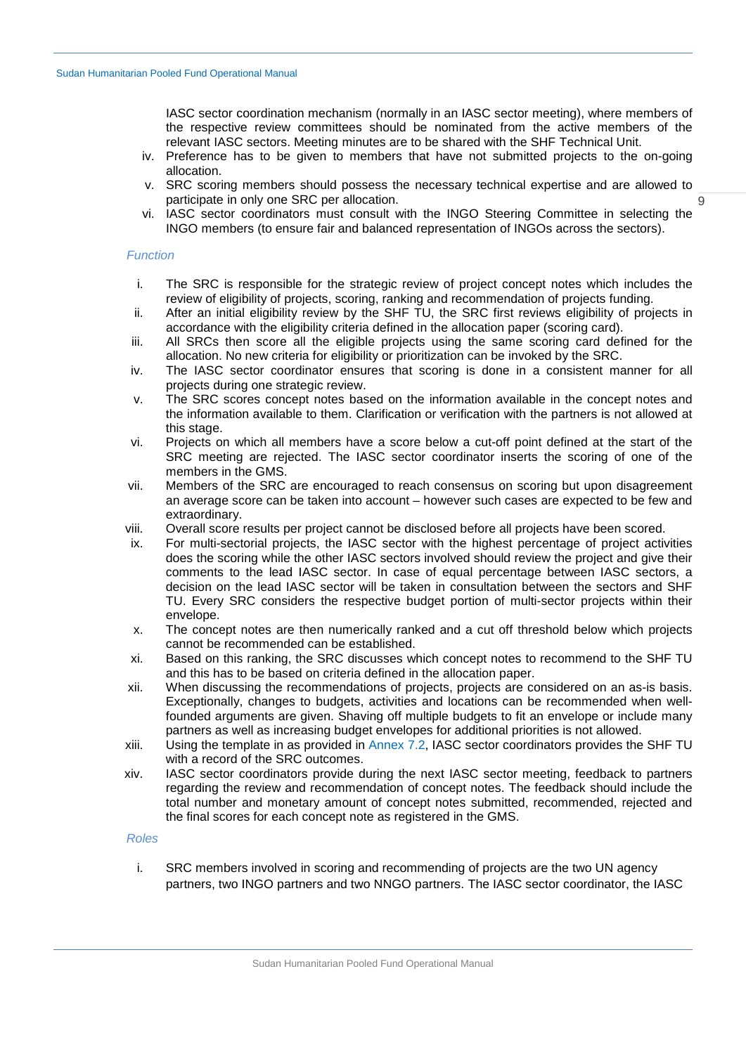IASC sector coordination mechanism (normally in an IASC sector meeting), where members of the respective review committees should be nominated from the active members of the relevant IASC sectors. Meeting minutes are to be shared with the SHF Technical Unit.

iv. Preference has to be given to members that have not submitted projects to the on-going allocation.
v. SRC scoring members should possess the necessary technical expertise and are allowed to participate in only one SRC per allocation.
vi. IASC sector coordinators must consult with the INGO Steering Committee in selecting the INGO members (to ensure fair and balanced representation of INGOs across the sectors).

*Function*

i. The SRC is responsible for the strategic review of project concept notes which includes the review of eligibility of projects, scoring, ranking and recommendation of projects funding.
ii. After an initial eligibility review by the SHF TU, the SRC first reviews eligibility of projects in accordance with the eligibility criteria defined in the allocation paper (scoring card).
iii. All SRCs then score all the eligible projects using the same scoring card defined for the allocation. No new criteria for eligibility or prioritization can be invoked by the SRC.
iv. The IASC sector coordinator ensures that scoring is done in a consistent manner for all projects during one strategic review.
v. The SRC scores concept notes based on the information available in the concept notes and the information available to them. Clarification or verification with the partners is not allowed at this stage.
vi. Projects on which all members have a score below a cut-off point defined at the start of the SRC meeting are rejected. The IASC sector coordinator inserts the scoring of one of the members in the GMS.
vii. Members of the SRC are encouraged to reach consensus on scoring but upon disagreement an average score can be taken into account – however such cases are expected to be few and extraordinary.
viii. Overall score results per project cannot be disclosed before all projects have been scored.
ix. For multi-sectorial projects, the IASC sector with the highest percentage of project activities does the scoring while the other IASC sectors involved should review the project and give their comments to the lead IASC sector. In case of equal percentage between IASC sectors, a decision on the lead IASC sector will be taken in consultation between the sectors and SHF TU. Every SRC considers the respective budget portion of multi-sector projects within their envelope.
x. The concept notes are then numerically ranked and a cut off threshold below which projects cannot be recommended can be established.
xi. Based on this ranking, the SRC discusses which concept notes to recommend to the SHF TU and this has to be based on criteria defined in the allocation paper.
xii. When discussing the recommendations of projects, projects are considered on an as-is basis. Exceptionally, changes to budgets, activities and locations can be recommended when well-founded arguments are given. Shaving off multiple budgets to fit an envelope or include many partners as well as increasing budget envelopes for additional priorities is not allowed.
xiii. Using the template in as provided in Annex 7.2, IASC sector coordinators provides the SHF TU with a record of the SRC outcomes.
xiv. IASC sector coordinators provide during the next IASC sector meeting, feedback to partners regarding the review and recommendation of concept notes. The feedback should include the total number and monetary amount of concept notes submitted, recommended, rejected and the final scores for each concept note as registered in the GMS.

*Roles*

i. SRC members involved in scoring and recommending of projects are the two UN agency partners, two INGO partners and two NNGO partners. The IASC sector coordinator, the IASC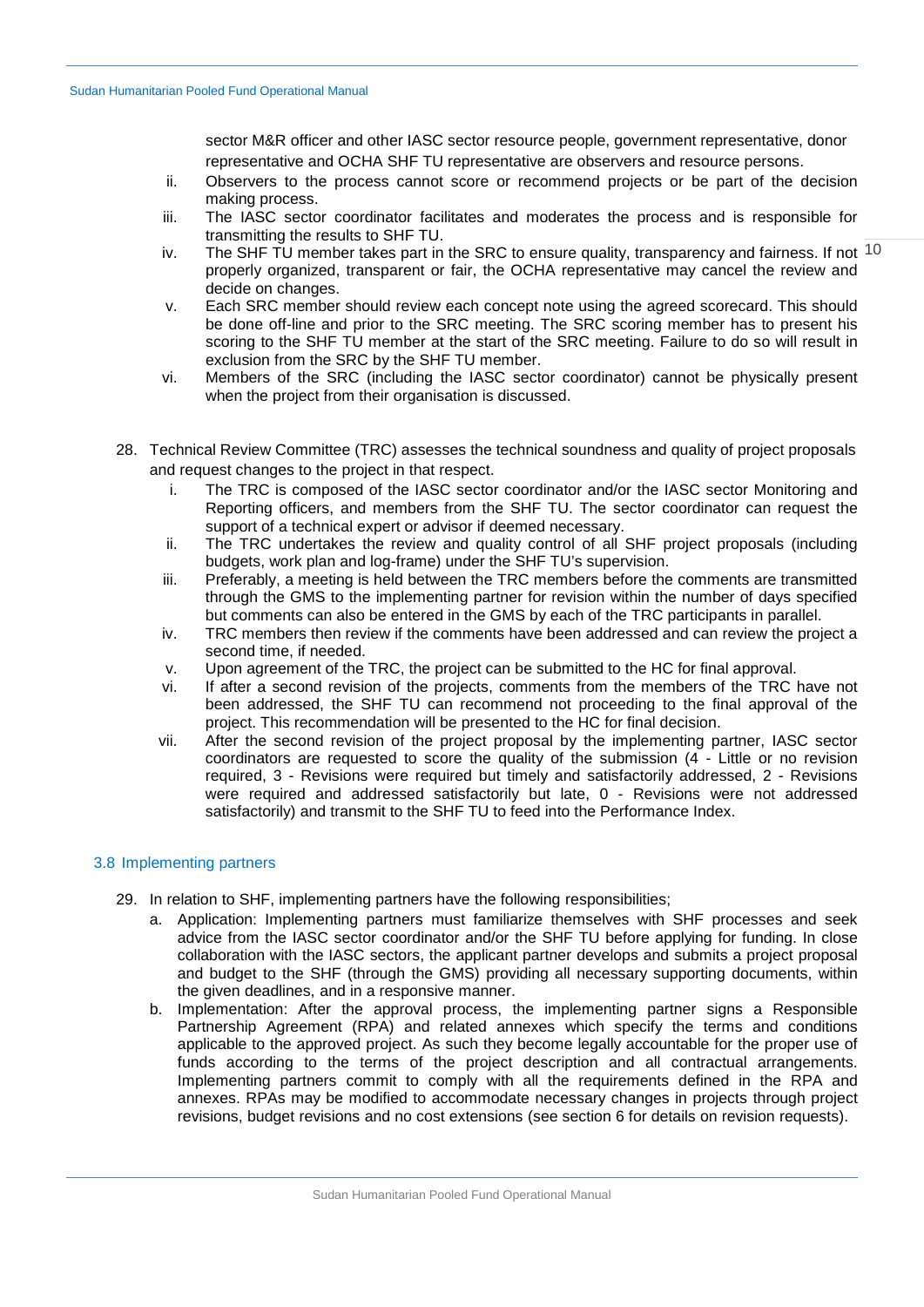sector M&R officer and other IASC sector resource people, government representative, donor representative and OCHA SHF TU representative are observers and resource persons.

ii. Observers to the process cannot score or recommend projects or be part of the decision making process.

iii. The IASC sector coordinator facilitates and moderates the process and is responsible for transmitting the results to SHF TU.

iv. The SHF TU member takes part in the SRC to ensure quality, transparency and fairness. If not properly organized, transparent or fair, the OCHA representative may cancel the review and decide on changes.

v. Each SRC member should review each concept note using the agreed scorecard. This should be done off-line and prior to the SRC meeting. The SRC scoring member has to present his scoring to the SHF TU member at the start of the SRC meeting. Failure to do so will result in exclusion from the SRC by the SHF TU member.

vi. Members of the SRC (including the IASC sector coordinator) cannot be physically present when the project from their organisation is discussed.

28. Technical Review Committee (TRC) assesses the technical soundness and quality of project proposals and request changes to the project in that respect.

    i. The TRC is composed of the IASC sector coordinator and/or the IASC sector Monitoring and Reporting officers, and members from the SHF TU. The sector coordinator can request the support of a technical expert or advisor if deemed necessary.

    ii. The TRC undertakes the review and quality control of all SHF project proposals (including budgets, work plan and log-frame) under the SHF TU's supervision.

    iii. Preferably, a meeting is held between the TRC members before the comments are transmitted through the GMS to the implementing partner for revision within the number of days specified but comments can also be entered in the GMS by each of the TRC participants in parallel.

    iv. TRC members then review if the comments have been addressed and can review the project a second time, if needed.

    v. Upon agreement of the TRC, the project can be submitted to the HC for final approval.

    vi. If after a second revision of the projects, comments from the members of the TRC have not been addressed, the SHF TU can recommend not proceeding to the final approval of the project. This recommendation will be presented to the HC for final decision.

    vii. After the second revision of the project proposal by the implementing partner, IASC sector coordinators are requested to score the quality of the submission (4 - Little or no revision required, 3 - Revisions were required but timely and satisfactorily addressed, 2 - Revisions were required and addressed satisfactorily but late, 0 - Revisions were not addressed satisfactorily) and transmit to the SHF TU to feed into the Performance Index.

### 3.8 Implementing partners

29. In relation to SHF, implementing partners have the following responsibilities;

    a. Application: Implementing partners must familiarize themselves with SHF processes and seek advice from the IASC sector coordinator and/or the SHF TU before applying for funding. In close collaboration with the IASC sectors, the applicant partner develops and submits a project proposal and budget to the SHF (through the GMS) providing all necessary supporting documents, within the given deadlines, and in a responsive manner.

    b. Implementation: After the approval process, the implementing partner signs a Responsible Partnership Agreement (RPA) and related annexes which specify the terms and conditions applicable to the approved project. As such they become legally accountable for the proper use of funds according to the terms of the project description and all contractual arrangements. Implementing partners commit to comply with all the requirements defined in the RPA and annexes. RPAs may be modified to accommodate necessary changes in projects through project revisions, budget revisions and no cost extensions (see section 6 for details on revision requests).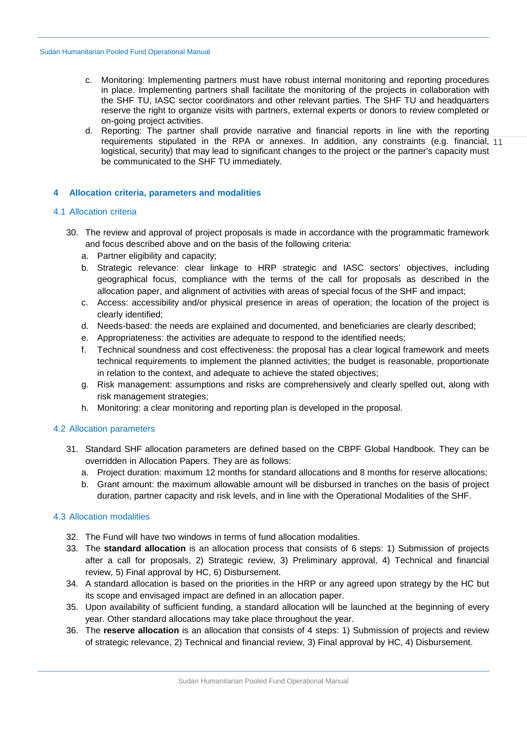c. Monitoring: Implementing partners must have robust internal monitoring and reporting procedures in place. Implementing partners shall facilitate the monitoring of the projects in collaboration with the SHF TU, IASC sector coordinators and other relevant parties. The SHF TU and headquarters reserve the right to organize visits with partners, external experts or donors to review completed or on-going project activities.

d. Reporting: The partner shall provide narrative and financial reports in line with the reporting requirements stipulated in the RPA or annexes. In addition, any constraints (e.g. financial, logistical, security) that may lead to significant changes to the project or the partner's capacity must be communicated to the SHF TU immediately.

## 4 Allocation criteria, parameters and modalities

### 4.1 Allocation criteria

30. The review and approval of project proposals is made in accordance with the programmatic framework and focus described above and on the basis of the following criteria:
    a. Partner eligibility and capacity;
    b. Strategic relevance: clear linkage to HRP strategic and IASC sectors' objectives, including geographical focus, compliance with the terms of the call for proposals as described in the allocation paper, and alignment of activities with areas of special focus of the SHF and impact;
    c. Access: accessibility and/or physical presence in areas of operation; the location of the project is clearly identified;
    d. Needs-based: the needs are explained and documented, and beneficiaries are clearly described;
    e. Appropriateness: the activities are adequate to respond to the identified needs;
    f. Technical soundness and cost effectiveness: the proposal has a clear logical framework and meets technical requirements to implement the planned activities; the budget is reasonable, proportionate in relation to the context, and adequate to achieve the stated objectives;
    g. Risk management: assumptions and risks are comprehensively and clearly spelled out, along with risk management strategies;
    h. Monitoring: a clear monitoring and reporting plan is developed in the proposal.

### 4.2 Allocation parameters

31. Standard SHF allocation parameters are defined based on the CBPF Global Handbook. They can be overridden in Allocation Papers. They are as follows:
    a. Project duration: maximum 12 months for standard allocations and 8 months for reserve allocations;
    b. Grant amount: the maximum allowable amount will be disbursed in tranches on the basis of project duration, partner capacity and risk levels, and in line with the Operational Modalities of the SHF.

### 4.3 Allocation modalities

32. The Fund will have two windows in terms of fund allocation modalities.
33. The **standard allocation** is an allocation process that consists of 6 steps: 1) Submission of projects after a call for proposals, 2) Strategic review, 3) Preliminary approval, 4) Technical and financial review, 5) Final approval by HC, 6) Disbursement.
34. A standard allocation is based on the priorities in the HRP or any agreed upon strategy by the HC but its scope and envisaged impact are defined in an allocation paper.
35. Upon availability of sufficient funding, a standard allocation will be launched at the beginning of every year. Other standard allocations may take place throughout the year.
36. The **reserve allocation** is an allocation that consists of 4 steps: 1) Submission of projects and review of strategic relevance, 2) Technical and financial review, 3) Final approval by HC, 4) Disbursement.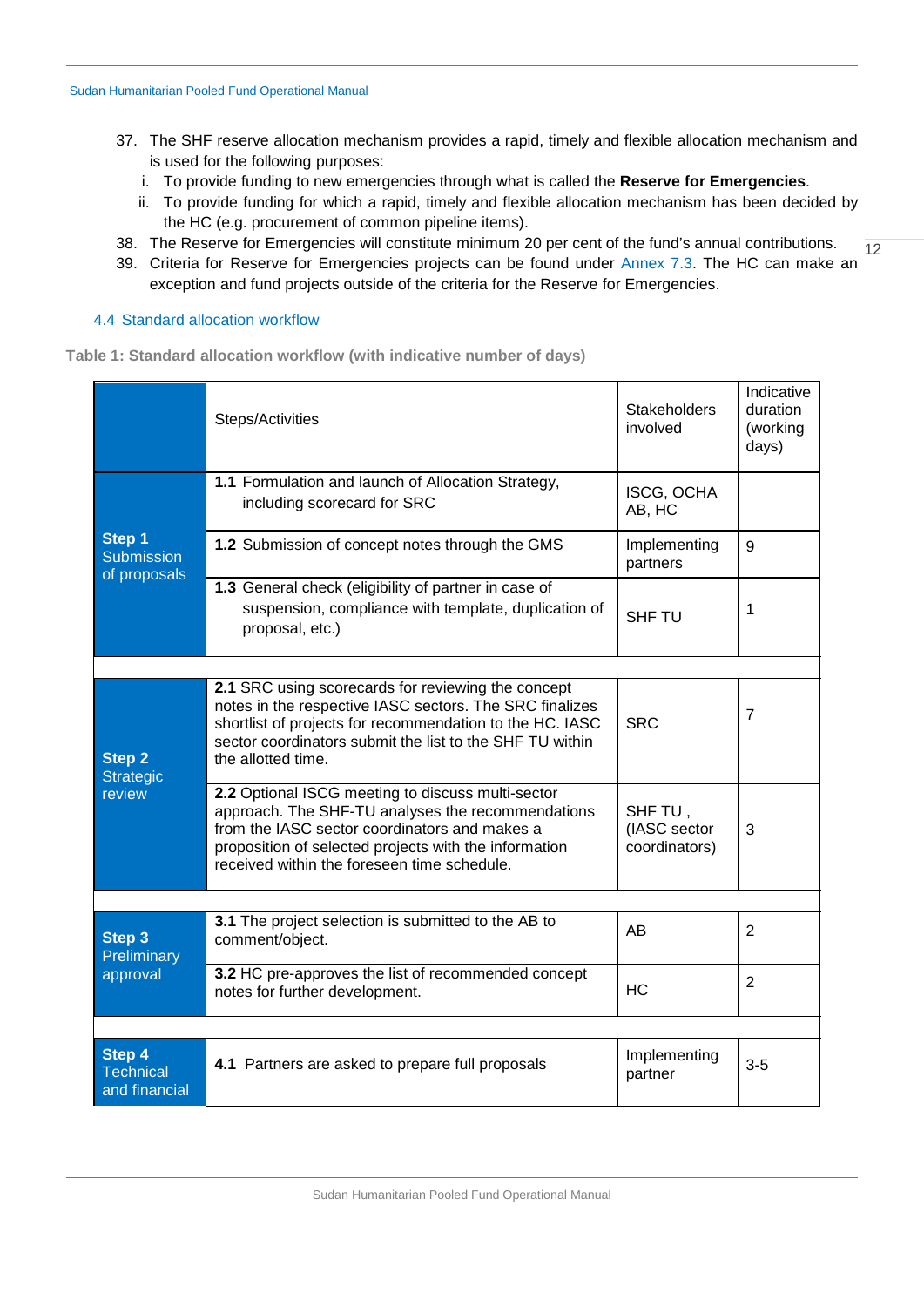37. The SHF reserve allocation mechanism provides a rapid, timely and flexible allocation mechanism and is used for the following purposes:
    i. To provide funding to new emergencies through what is called the **Reserve for Emergencies**.
    ii. To provide funding for which a rapid, timely and flexible allocation mechanism has been decided by the HC (e.g. procurement of common pipeline items).
38. The Reserve for Emergencies will constitute minimum 20 per cent of the fund's annual contributions.
39. Criteria for Reserve for Emergencies projects can be found under Annex 7.3. The HC can make an exception and fund projects outside of the criteria for the Reserve for Emergencies.

### 4.4 Standard allocation workflow

**Table 1: Standard allocation workflow (with indicative number of days)**

| | Steps/Activities | Stakeholders involved | Indicative duration (working days) |
|---|---|---|---|
| **Step 1** Submission of proposals | **1.1** Formulation and launch of Allocation Strategy, including scorecard for SRC | ISCG, OCHA AB, HC | |
| | **1.2** Submission of concept notes through the GMS | Implementing partners | 9 |
| | **1.3** General check (eligibility of partner in case of suspension, compliance with template, duplication of proposal, etc.) | SHF TU | 1 |
| | | | |
| **Step 2** Strategic review | **2.1** SRC using scorecards for reviewing the concept notes in the respective IASC sectors. The SRC finalizes shortlist of projects for recommendation to the HC. IASC sector coordinators submit the list to the SHF TU within the allotted time. | SRC | 7 |
| | **2.2** Optional ISCG meeting to discuss multi-sector approach. The SHF-TU analyses the recommendations from the IASC sector coordinators and makes a proposition of selected projects with the information received within the foreseen time schedule. | SHF TU , (IASC sector coordinators) | 3 |
| | | | |
| **Step 3** Preliminary approval | **3.1** The project selection is submitted to the AB to comment/object. | AB | 2 |
| | **3.2** HC pre-approves the list of recommended concept notes for further development. | HC | 2 |
| | | | |
| **Step 4** Technical and financial | **4.1** Partners are asked to prepare full proposals | Implementing partner | 3-5 |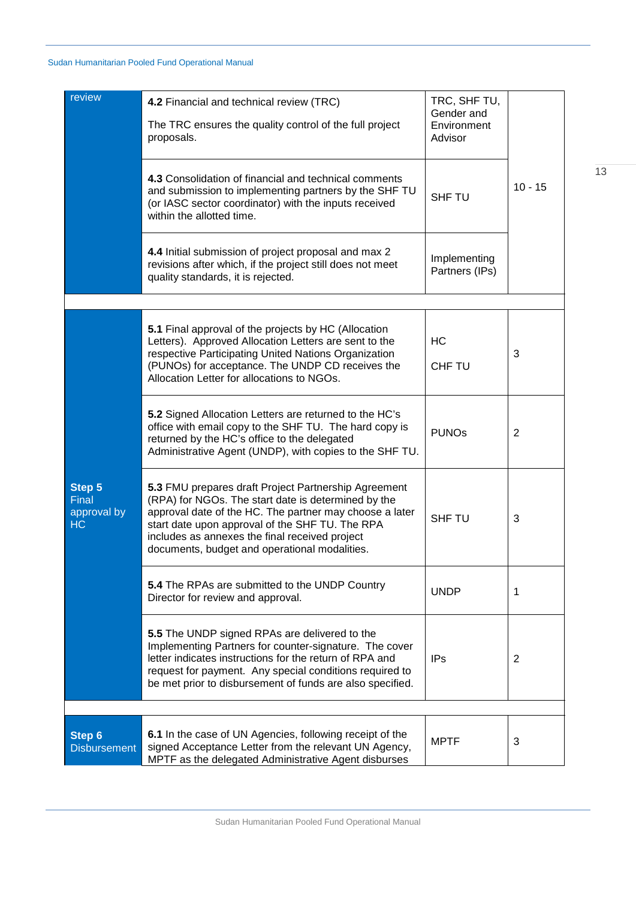| | | | |
|---|---|---|---|
| review | **4.2** Financial and technical review (TRC)<br><br>The TRC ensures the quality control of the full project proposals. | TRC, SHF TU, Gender and Environment Advisor | 10 - 15 |
| | **4.3** Consolidation of financial and technical comments and submission to implementing partners by the SHF TU (or IASC sector coordinator) with the inputs received within the allotted time. | SHF TU | |
| | **4.4** Initial submission of project proposal and max 2 revisions after which, if the project still does not meet quality standards, it is rejected. | Implementing Partners (IPs) | |
| | | | |
| **Step 5** Final approval by HC | **5.1** Final approval of the projects by HC (Allocation Letters). Approved Allocation Letters are sent to the respective Participating United Nations Organization (PUNOs) for acceptance. The UNDP CD receives the Allocation Letter for allocations to NGOs. | HC<br><br>CHF TU | 3 |
| | **5.2** Signed Allocation Letters are returned to the HC's office with email copy to the SHF TU. The hard copy is returned by the HC's office to the delegated Administrative Agent (UNDP), with copies to the SHF TU. | PUNOs | 2 |
| | **5.3** FMU prepares draft Project Partnership Agreement (RPA) for NGOs. The start date is determined by the approval date of the HC. The partner may choose a later start date upon approval of the SHF TU. The RPA includes as annexes the final received project documents, budget and operational modalities. | SHF TU | 3 |
| | **5.4** The RPAs are submitted to the UNDP Country Director for review and approval. | UNDP | 1 |
| | **5.5** The UNDP signed RPAs are delivered to the Implementing Partners for counter-signature. The cover letter indicates instructions for the return of RPA and request for payment. Any special conditions required to be met prior to disbursement of funds are also specified. | IPs | 2 |
| | | | |
| **Step 6** Disbursement | **6.1** In the case of UN Agencies, following receipt of the signed Acceptance Letter from the relevant UN Agency, MPTF as the delegated Administrative Agent disburses | MPTF | 3 |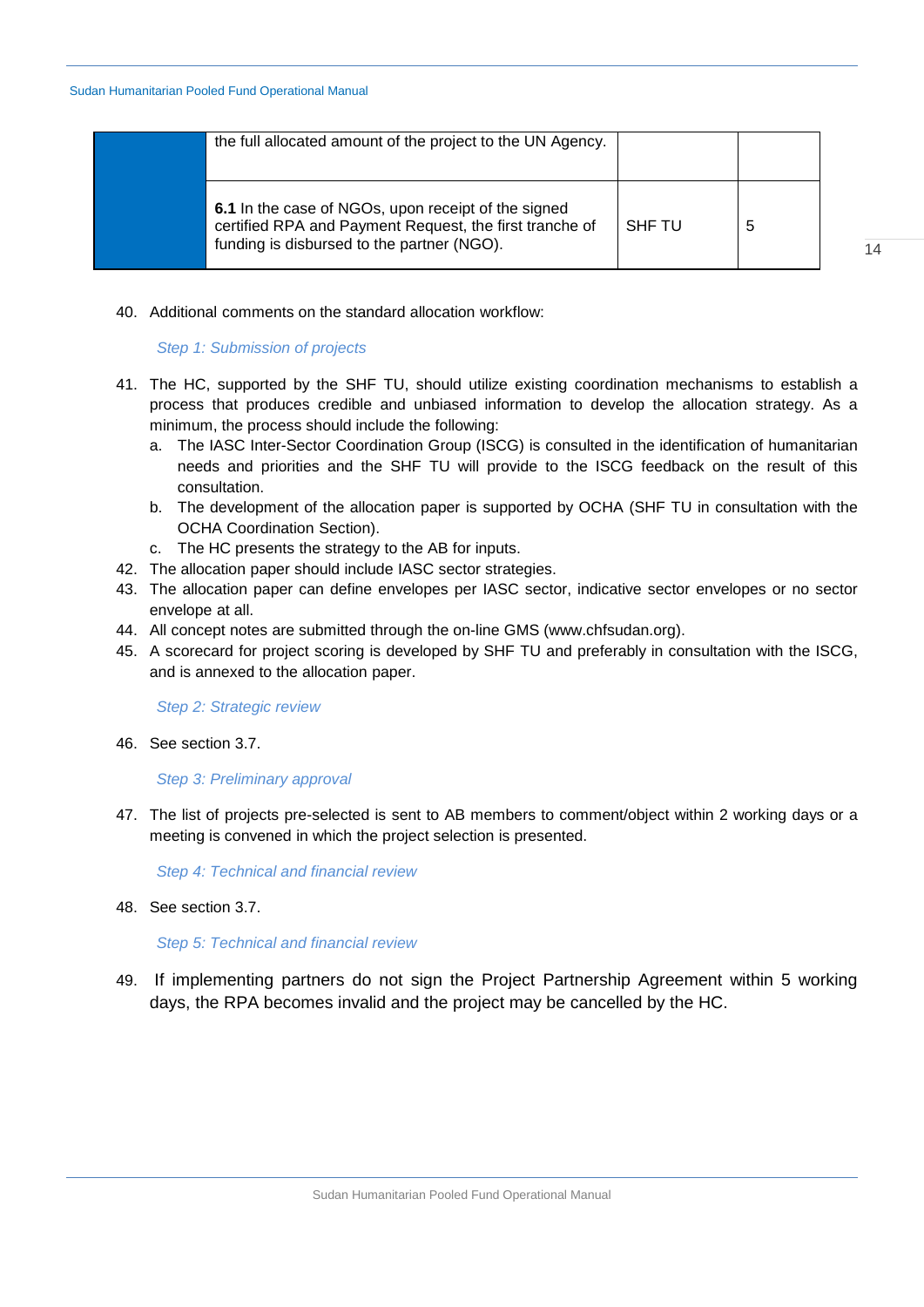| | | | |
|---|---|---|---|
| | the full allocated amount of the project to the UN Agency. | | |
| | **6.1** In the case of NGOs, upon receipt of the signed certified RPA and Payment Request, the first tranche of funding is disbursed to the partner (NGO). | SHF TU | 5 |

40. Additional comments on the standard allocation workflow:

*Step 1: Submission of projects*

41. The HC, supported by the SHF TU, should utilize existing coordination mechanisms to establish a process that produces credible and unbiased information to develop the allocation strategy. As a minimum, the process should include the following:
    a. The IASC Inter-Sector Coordination Group (ISCG) is consulted in the identification of humanitarian needs and priorities and the SHF TU will provide to the ISCG feedback on the result of this consultation.
    b. The development of the allocation paper is supported by OCHA (SHF TU in consultation with the OCHA Coordination Section).
    c. The HC presents the strategy to the AB for inputs.
42. The allocation paper should include IASC sector strategies.
43. The allocation paper can define envelopes per IASC sector, indicative sector envelopes or no sector envelope at all.
44. All concept notes are submitted through the on-line GMS (www.chfsudan.org).
45. A scorecard for project scoring is developed by SHF TU and preferably in consultation with the ISCG, and is annexed to the allocation paper.

*Step 2: Strategic review*

46. See section 3.7.

*Step 3: Preliminary approval*

47. The list of projects pre-selected is sent to AB members to comment/object within 2 working days or a meeting is convened in which the project selection is presented.

*Step 4: Technical and financial review*

48. See section 3.7.

*Step 5: Technical and financial review*

49. If implementing partners do not sign the Project Partnership Agreement within 5 working days, the RPA becomes invalid and the project may be cancelled by the HC.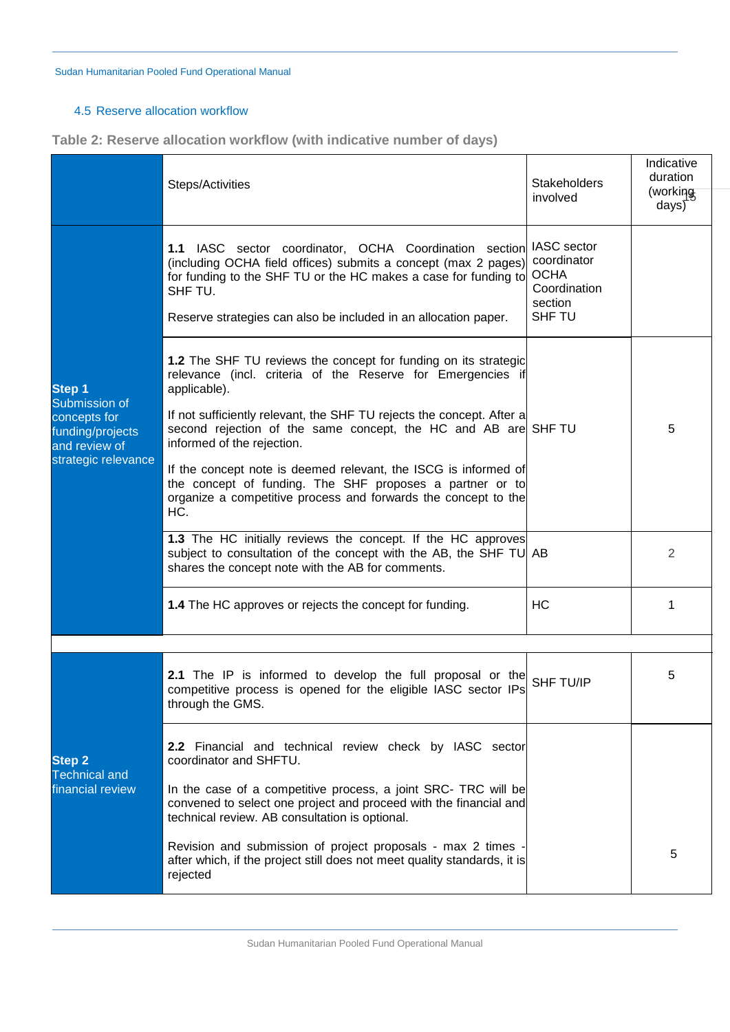## 4.5 Reserve allocation workflow

**Table 2: Reserve allocation workflow (with indicative number of days)**

| | Steps/Activities | Stakeholders involved | Indicative duration (working days) |
|---|---|---|---|
| **Step 1** Submission of concepts for funding/projects and review of strategic relevance | **1.1** IASC sector coordinator, OCHA Coordination section (including OCHA field offices) submits a concept (max 2 pages) for funding to the SHF TU or the HC makes a case for funding to SHF TU.<br><br>Reserve strategies can also be included in an allocation paper. | IASC sector coordinator<br>OCHA Coordination section<br>SHF TU | |
| | **1.2** The SHF TU reviews the concept for funding on its strategic relevance (incl. criteria of the Reserve for Emergencies if applicable).<br><br>If not sufficiently relevant, the SHF TU rejects the concept. After a second rejection of the same concept, the HC and AB are informed of the rejection.<br><br>If the concept note is deemed relevant, the ISCG is informed of the concept of funding. The SHF proposes a partner or to organize a competitive process and forwards the concept to the HC. | SHF TU | 5 |
| | **1.3** The HC initially reviews the concept. If the HC approves subject to consultation of the concept with the AB, the SHF TU shares the concept note with the AB for comments. | AB | 2 |
| | **1.4** The HC approves or rejects the concept for funding. | HC | 1 |
| | | | |
| **Step 2** Technical and financial review | **2.1** The IP is informed to develop the full proposal or the competitive process is opened for the eligible IASC sector IPs through the GMS. | SHF TU/IP | 5 |
| | **2.2** Financial and technical review check by IASC sector coordinator and SHFTU.<br><br>In the case of a competitive process, a joint SRC- TRC will be convened to select one project and proceed with the financial and technical review. AB consultation is optional.<br><br>Revision and submission of project proposals - max 2 times - after which, if the project still does not meet quality standards, it is rejected | | 5 |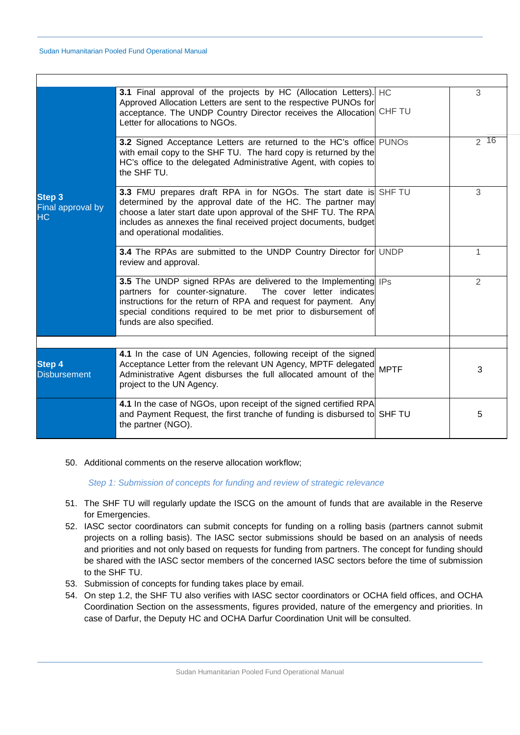| | | | |
|---|---|---|---|
| **Step 3** Final approval by HC | **3.1** Final approval of the projects by HC (Allocation Letters). Approved Allocation Letters are sent to the respective PUNOs for acceptance. The UNDP Country Director receives the Allocation Letter for allocations to NGOs. | HC<br>CHF TU | 3 |
| | **3.2** Signed Acceptance Letters are returned to the HC's office with email copy to the SHF TU. The hard copy is returned by the HC's office to the delegated Administrative Agent, with copies to the SHF TU. | PUNOs | 2 |
| | **3.3** FMU prepares draft RPA in for NGOs. The start date is determined by the approval date of the HC. The partner may choose a later start date upon approval of the SHF TU. The RPA includes as annexes the final received project documents, budget and operational modalities. | SHF TU | 3 |
| | **3.4** The RPAs are submitted to the UNDP Country Director for review and approval. | UNDP | 1 |
| | **3.5** The UNDP signed RPAs are delivered to the Implementing partners for counter-signature. The cover letter indicates instructions for the return of RPA and request for payment. Any special conditions required to be met prior to disbursement of funds are also specified. | IPs | 2 |
| | | | |
| **Step 4** Disbursement | **4.1** In the case of UN Agencies, following receipt of the signed Acceptance Letter from the relevant UN Agency, MPTF delegated Administrative Agent disburses the full allocated amount of the project to the UN Agency. | MPTF | 3 |
| | **4.1** In the case of NGOs, upon receipt of the signed certified RPA and Payment Request, the first tranche of funding is disbursed to the partner (NGO). | SHF TU | 5 |

50. Additional comments on the reserve allocation workflow;

*Step 1: Submission of concepts for funding and review of strategic relevance*

51. The SHF TU will regularly update the ISCG on the amount of funds that are available in the Reserve for Emergencies.
52. IASC sector coordinators can submit concepts for funding on a rolling basis (partners cannot submit projects on a rolling basis). The IASC sector submissions should be based on an analysis of needs and priorities and not only based on requests for funding from partners. The concept for funding should be shared with the IASC sector members of the concerned IASC sectors before the time of submission to the SHF TU.
53. Submission of concepts for funding takes place by email.
54. On step 1.2, the SHF TU also verifies with IASC sector coordinators or OCHA field offices, and OCHA Coordination Section on the assessments, figures provided, nature of the emergency and priorities. In case of Darfur, the Deputy HC and OCHA Darfur Coordination Unit will be consulted.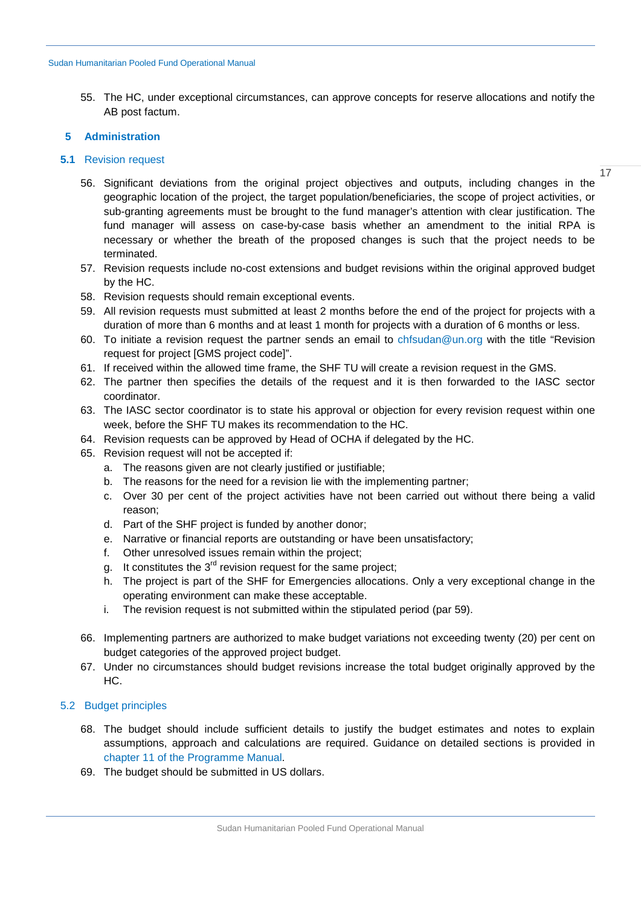55. The HC, under exceptional circumstances, can approve concepts for reserve allocations and notify the AB post factum.

# 5 Administration

## 5.1 Revision request

56. Significant deviations from the original project objectives and outputs, including changes in the geographic location of the project, the target population/beneficiaries, the scope of project activities, or sub-granting agreements must be brought to the fund manager's attention with clear justification. The fund manager will assess on case-by-case basis whether an amendment to the initial RPA is necessary or whether the breath of the proposed changes is such that the project needs to be terminated.
57. Revision requests include no-cost extensions and budget revisions within the original approved budget by the HC.
58. Revision requests should remain exceptional events.
59. All revision requests must submitted at least 2 months before the end of the project for projects with a duration of more than 6 months and at least 1 month for projects with a duration of 6 months or less.
60. To initiate a revision request the partner sends an email to chfsudan@un.org with the title "Revision request for project [GMS project code]".
61. If received within the allowed time frame, the SHF TU will create a revision request in the GMS.
62. The partner then specifies the details of the request and it is then forwarded to the IASC sector coordinator.
63. The IASC sector coordinator is to state his approval or objection for every revision request within one week, before the SHF TU makes its recommendation to the HC.
64. Revision requests can be approved by Head of OCHA if delegated by the HC.
65. Revision request will not be accepted if:
    a. The reasons given are not clearly justified or justifiable;
    b. The reasons for the need for a revision lie with the implementing partner;
    c. Over 30 per cent of the project activities have not been carried out without there being a valid reason;
    d. Part of the SHF project is funded by another donor;
    e. Narrative or financial reports are outstanding or have been unsatisfactory;
    f. Other unresolved issues remain within the project;
    g. It constitutes the 3rd revision request for the same project;
    h. The project is part of the SHF for Emergencies allocations. Only a very exceptional change in the operating environment can make these acceptable.
    i. The revision request is not submitted within the stipulated period (par 59).

66. Implementing partners are authorized to make budget variations not exceeding twenty (20) per cent on budget categories of the approved project budget.
67. Under no circumstances should budget revisions increase the total budget originally approved by the HC.

## 5.2 Budget principles

68. The budget should include sufficient details to justify the budget estimates and notes to explain assumptions, approach and calculations are required. Guidance on detailed sections is provided in chapter 11 of the Programme Manual.
69. The budget should be submitted in US dollars.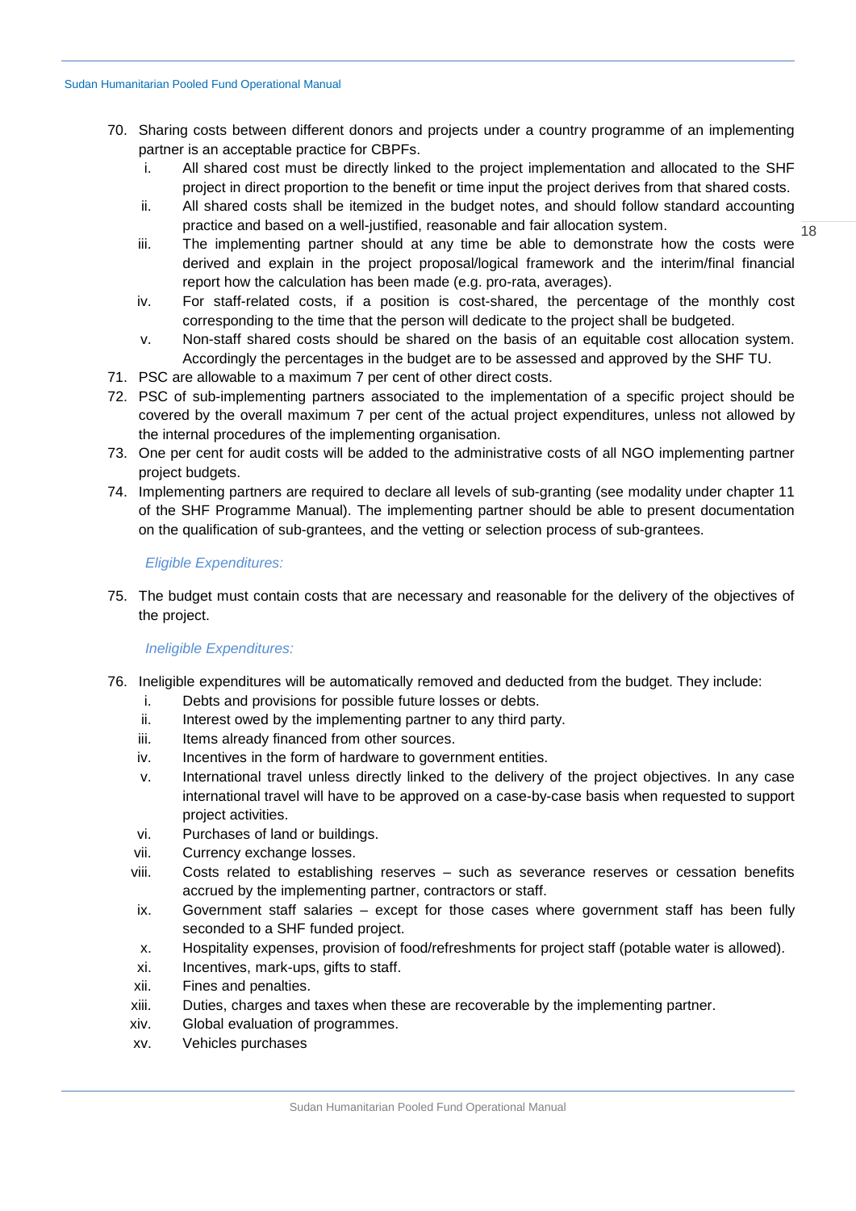70. Sharing costs between different donors and projects under a country programme of an implementing partner is an acceptable practice for CBPFs.
    i. All shared cost must be directly linked to the project implementation and allocated to the SHF project in direct proportion to the benefit or time input the project derives from that shared costs.
    ii. All shared costs shall be itemized in the budget notes, and should follow standard accounting practice and based on a well-justified, reasonable and fair allocation system.
    iii. The implementing partner should at any time be able to demonstrate how the costs were derived and explain in the project proposal/logical framework and the interim/final financial report how the calculation has been made (e.g. pro-rata, averages).
    iv. For staff-related costs, if a position is cost-shared, the percentage of the monthly cost corresponding to the time that the person will dedicate to the project shall be budgeted.
    v. Non-staff shared costs should be shared on the basis of an equitable cost allocation system. Accordingly the percentages in the budget are to be assessed and approved by the SHF TU.
71. PSC are allowable to a maximum 7 per cent of other direct costs.
72. PSC of sub-implementing partners associated to the implementation of a specific project should be covered by the overall maximum 7 per cent of the actual project expenditures, unless not allowed by the internal procedures of the implementing organisation.
73. One per cent for audit costs will be added to the administrative costs of all NGO implementing partner project budgets.
74. Implementing partners are required to declare all levels of sub-granting (see modality under chapter 11 of the SHF Programme Manual). The implementing partner should be able to present documentation on the qualification of sub-grantees, and the vetting or selection process of sub-grantees.

*Eligible Expenditures:*

75. The budget must contain costs that are necessary and reasonable for the delivery of the objectives of the project.

*Ineligible Expenditures:*

76. Ineligible expenditures will be automatically removed and deducted from the budget. They include:
    i. Debts and provisions for possible future losses or debts.
    ii. Interest owed by the implementing partner to any third party.
    iii. Items already financed from other sources.
    iv. Incentives in the form of hardware to government entities.
    v. International travel unless directly linked to the delivery of the project objectives. In any case international travel will have to be approved on a case-by-case basis when requested to support project activities.
    vi. Purchases of land or buildings.
    vii. Currency exchange losses.
    viii. Costs related to establishing reserves – such as severance reserves or cessation benefits accrued by the implementing partner, contractors or staff.
    ix. Government staff salaries – except for those cases where government staff has been fully seconded to a SHF funded project.
    x. Hospitality expenses, provision of food/refreshments for project staff (potable water is allowed).
    xi. Incentives, mark-ups, gifts to staff.
    xii. Fines and penalties.
    xiii. Duties, charges and taxes when these are recoverable by the implementing partner.
    xiv. Global evaluation of programmes.
    xv. Vehicles purchases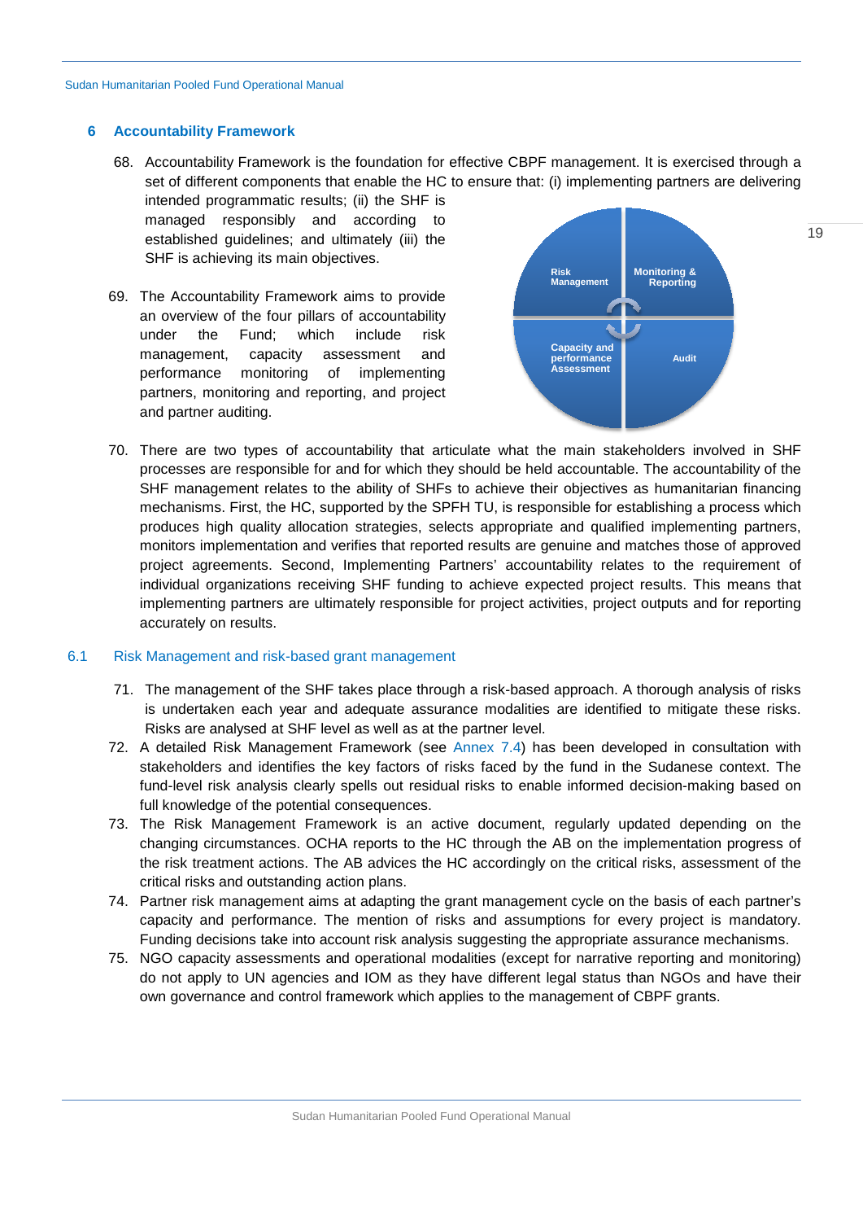## 6 Accountability Framework

68. Accountability Framework is the foundation for effective CBPF management. It is exercised through a set of different components that enable the HC to ensure that: (i) implementing partners are delivering intended programmatic results; (ii) the SHF is managed responsibly and according to established guidelines; and ultimately (iii) the SHF is achieving its main objectives.

69. The Accountability Framework aims to provide an overview of the four pillars of accountability under the Fund; which include risk management, capacity assessment and performance monitoring of implementing partners, monitoring and reporting, and project and partner auditing.

70. There are two types of accountability that articulate what the main stakeholders involved in SHF processes are responsible for and for which they should be held accountable. The accountability of the SHF management relates to the ability of SHFs to achieve their objectives as humanitarian financing mechanisms. First, the HC, supported by the SPFH TU, is responsible for establishing a process which produces high quality allocation strategies, selects appropriate and qualified implementing partners, monitors implementation and verifies that reported results are genuine and matches those of approved project agreements. Second, Implementing Partners' accountability relates to the requirement of individual organizations receiving SHF funding to achieve expected project results. This means that implementing partners are ultimately responsible for project activities, project outputs and for reporting accurately on results.

### 6.1 Risk Management and risk-based grant management

71. The management of the SHF takes place through a risk-based approach. A thorough analysis of risks is undertaken each year and adequate assurance modalities are identified to mitigate these risks. Risks are analysed at SHF level as well as at the partner level.
72. A detailed Risk Management Framework (see Annex 7.4) has been developed in consultation with stakeholders and identifies the key factors of risks faced by the fund in the Sudanese context. The fund-level risk analysis clearly spells out residual risks to enable informed decision-making based on full knowledge of the potential consequences.
73. The Risk Management Framework is an active document, regularly updated depending on the changing circumstances. OCHA reports to the HC through the AB on the implementation progress of the risk treatment actions. The AB advices the HC accordingly on the critical risks, assessment of the critical risks and outstanding action plans.
74. Partner risk management aims at adapting the grant management cycle on the basis of each partner's capacity and performance. The mention of risks and assumptions for every project is mandatory. Funding decisions take into account risk analysis suggesting the appropriate assurance mechanisms.
75. NGO capacity assessments and operational modalities (except for narrative reporting and monitoring) do not apply to UN agencies and IOM as they have different legal status than NGOs and have their own governance and control framework which applies to the management of CBPF grants.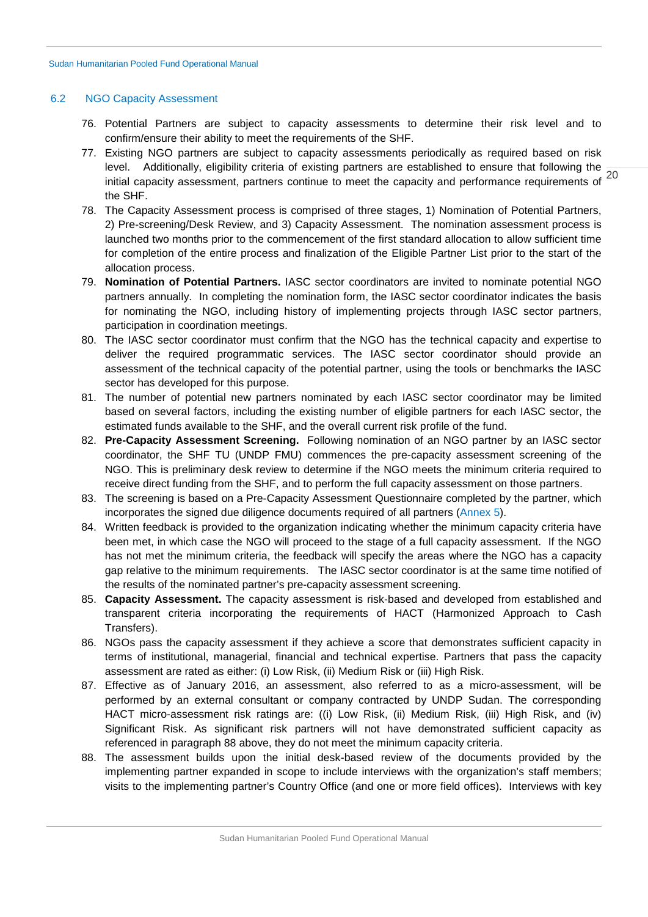## 6.2 NGO Capacity Assessment

76. Potential Partners are subject to capacity assessments to determine their risk level and to confirm/ensure their ability to meet the requirements of the SHF.
77. Existing NGO partners are subject to capacity assessments periodically as required based on risk level. Additionally, eligibility criteria of existing partners are established to ensure that following the initial capacity assessment, partners continue to meet the capacity and performance requirements of the SHF.
78. The Capacity Assessment process is comprised of three stages, 1) Nomination of Potential Partners, 2) Pre-screening/Desk Review, and 3) Capacity Assessment. The nomination assessment process is launched two months prior to the commencement of the first standard allocation to allow sufficient time for completion of the entire process and finalization of the Eligible Partner List prior to the start of the allocation process.
79. **Nomination of Potential Partners.** IASC sector coordinators are invited to nominate potential NGO partners annually. In completing the nomination form, the IASC sector coordinator indicates the basis for nominating the NGO, including history of implementing projects through IASC sector partners, participation in coordination meetings.
80. The IASC sector coordinator must confirm that the NGO has the technical capacity and expertise to deliver the required programmatic services. The IASC sector coordinator should provide an assessment of the technical capacity of the potential partner, using the tools or benchmarks the IASC sector has developed for this purpose.
81. The number of potential new partners nominated by each IASC sector coordinator may be limited based on several factors, including the existing number of eligible partners for each IASC sector, the estimated funds available to the SHF, and the overall current risk profile of the fund.
82. **Pre-Capacity Assessment Screening.** Following nomination of an NGO partner by an IASC sector coordinator, the SHF TU (UNDP FMU) commences the pre-capacity assessment screening of the NGO. This is preliminary desk review to determine if the NGO meets the minimum criteria required to receive direct funding from the SHF, and to perform the full capacity assessment on those partners.
83. The screening is based on a Pre-Capacity Assessment Questionnaire completed by the partner, which incorporates the signed due diligence documents required of all partners (Annex 5).
84. Written feedback is provided to the organization indicating whether the minimum capacity criteria have been met, in which case the NGO will proceed to the stage of a full capacity assessment. If the NGO has not met the minimum criteria, the feedback will specify the areas where the NGO has a capacity gap relative to the minimum requirements. The IASC sector coordinator is at the same time notified of the results of the nominated partner's pre-capacity assessment screening.
85. **Capacity Assessment.** The capacity assessment is risk-based and developed from established and transparent criteria incorporating the requirements of HACT (Harmonized Approach to Cash Transfers).
86. NGOs pass the capacity assessment if they achieve a score that demonstrates sufficient capacity in terms of institutional, managerial, financial and technical expertise. Partners that pass the capacity assessment are rated as either: (i) Low Risk, (ii) Medium Risk or (iii) High Risk.
87. Effective as of January 2016, an assessment, also referred to as a micro-assessment, will be performed by an external consultant or company contracted by UNDP Sudan. The corresponding HACT micro-assessment risk ratings are: ((i) Low Risk, (ii) Medium Risk, (iii) High Risk, and (iv) Significant Risk. As significant risk partners will not have demonstrated sufficient capacity as referenced in paragraph 88 above, they do not meet the minimum capacity criteria.
88. The assessment builds upon the initial desk-based review of the documents provided by the implementing partner expanded in scope to include interviews with the organization's staff members; visits to the implementing partner's Country Office (and one or more field offices). Interviews with key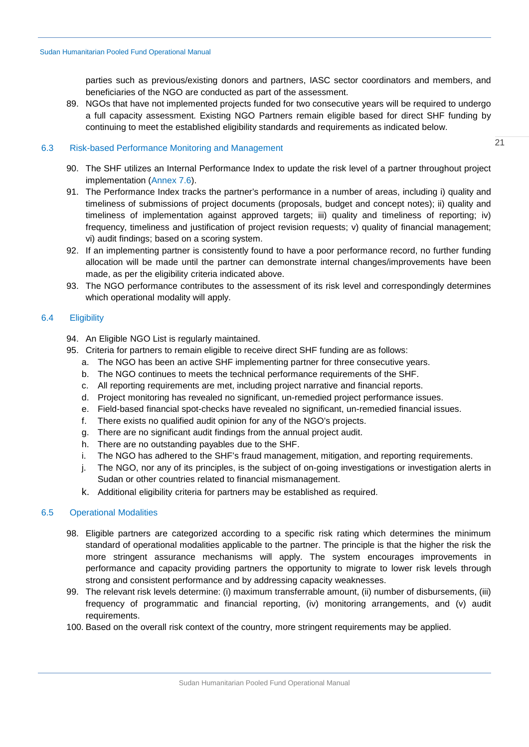parties such as previous/existing donors and partners, IASC sector coordinators and members, and beneficiaries of the NGO are conducted as part of the assessment.

89. NGOs that have not implemented projects funded for two consecutive years will be required to undergo a full capacity assessment. Existing NGO Partners remain eligible based for direct SHF funding by continuing to meet the established eligibility standards and requirements as indicated below.

## 6.3 Risk-based Performance Monitoring and Management

90. The SHF utilizes an Internal Performance Index to update the risk level of a partner throughout project implementation (Annex 7.6).
91. The Performance Index tracks the partner's performance in a number of areas, including i) quality and timeliness of submissions of project documents (proposals, budget and concept notes); ii) quality and timeliness of implementation against approved targets; iii) quality and timeliness of reporting; iv) frequency, timeliness and justification of project revision requests; v) quality of financial management; vi) audit findings; based on a scoring system.
92. If an implementing partner is consistently found to have a poor performance record, no further funding allocation will be made until the partner can demonstrate internal changes/improvements have been made, as per the eligibility criteria indicated above.
93. The NGO performance contributes to the assessment of its risk level and correspondingly determines which operational modality will apply.

## 6.4 Eligibility

94. An Eligible NGO List is regularly maintained.
95. Criteria for partners to remain eligible to receive direct SHF funding are as follows:
    a. The NGO has been an active SHF implementing partner for three consecutive years.
    b. The NGO continues to meets the technical performance requirements of the SHF.
    c. All reporting requirements are met, including project narrative and financial reports.
    d. Project monitoring has revealed no significant, un-remedied project performance issues.
    e. Field-based financial spot-checks have revealed no significant, un-remedied financial issues.
    f. There exists no qualified audit opinion for any of the NGO's projects.
    g. There are no significant audit findings from the annual project audit.
    h. There are no outstanding payables due to the SHF.
    i. The NGO has adhered to the SHF's fraud management, mitigation, and reporting requirements.
    j. The NGO, nor any of its principles, is the subject of on-going investigations or investigation alerts in Sudan or other countries related to financial mismanagement.
    k. Additional eligibility criteria for partners may be established as required.

## 6.5 Operational Modalities

98. Eligible partners are categorized according to a specific risk rating which determines the minimum standard of operational modalities applicable to the partner. The principle is that the higher the risk the more stringent assurance mechanisms will apply. The system encourages improvements in performance and capacity providing partners the opportunity to migrate to lower risk levels through strong and consistent performance and by addressing capacity weaknesses.
99. The relevant risk levels determine: (i) maximum transferrable amount, (ii) number of disbursements, (iii) frequency of programmatic and financial reporting, (iv) monitoring arrangements, and (v) audit requirements.
100. Based on the overall risk context of the country, more stringent requirements may be applied.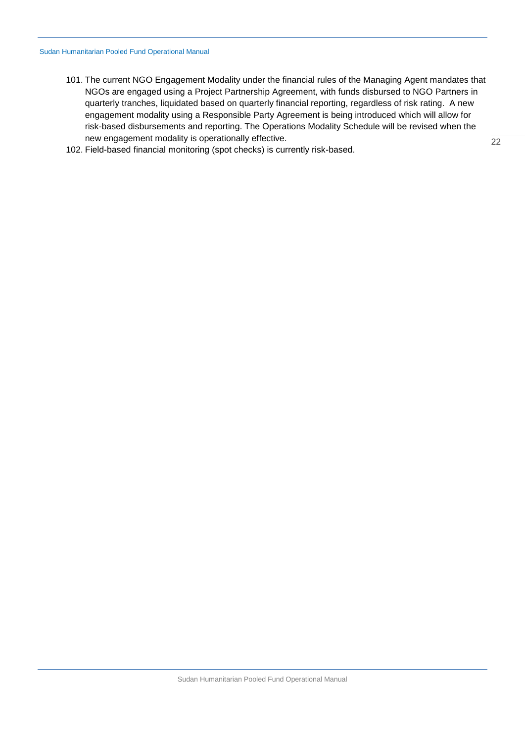101. The current NGO Engagement Modality under the financial rules of the Managing Agent mandates that NGOs are engaged using a Project Partnership Agreement, with funds disbursed to NGO Partners in quarterly tranches, liquidated based on quarterly financial reporting, regardless of risk rating. A new engagement modality using a Responsible Party Agreement is being introduced which will allow for risk-based disbursements and reporting. The Operations Modality Schedule will be revised when the new engagement modality is operationally effective.
102. Field-based financial monitoring (spot checks) is currently risk-based.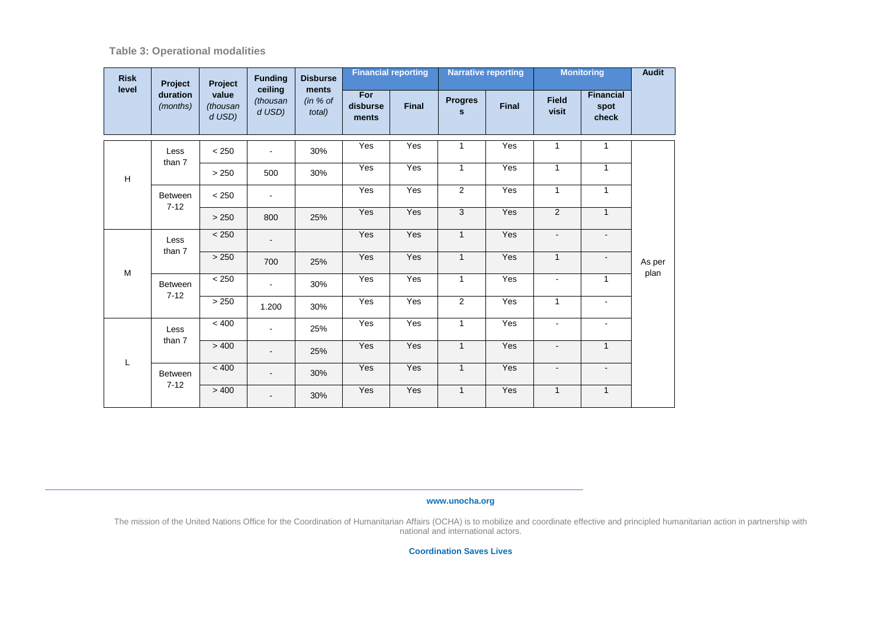**Table 3: Operational modalities**

| Risk level | Project duration *(months)* | Project value *(thousand USD)* | Funding ceiling *(thousand USD)* | Disbursements *(in % of total)* | Financial reporting | | Narrative reporting | | Monitoring | | Audit |
|---|---|---|---|---|---|---|---|---|---|---|---|
| | | | | | For disbursements | Final | Progress | Final | Field visit | Financial spot check | |
| H | Less than 7 | < 250 | - | 30% | Yes | Yes | 1 | Yes | 1 | 1 | As per plan |
| | | > 250 | 500 | 30% | Yes | Yes | 1 | Yes | 1 | 1 | |
| | Between 7-12 | < 250 | - | | Yes | Yes | 2 | Yes | 1 | 1 | |
| | | > 250 | 800 | 25% | Yes | Yes | 3 | Yes | 2 | 1 | |
| M | Less than 7 | < 250 | - | | Yes | Yes | 1 | Yes | - | - | |
| | | > 250 | 700 | 25% | Yes | Yes | 1 | Yes | 1 | - | |
| | Between 7-12 | < 250 | - | 30% | Yes | Yes | 1 | Yes | - | 1 | |
| | | > 250 | 1.200 | 30% | Yes | Yes | 2 | Yes | 1 | - | |
| L | Less than 7 | < 400 | - | 25% | Yes | Yes | 1 | Yes | - | - | |
| | | > 400 | - | 25% | Yes | Yes | 1 | Yes | - | 1 | |
| | Between 7-12 | < 400 | - | 30% | Yes | Yes | 1 | Yes | - | - | |
| | | > 400 | - | 30% | Yes | Yes | 1 | Yes | 1 | 1 | |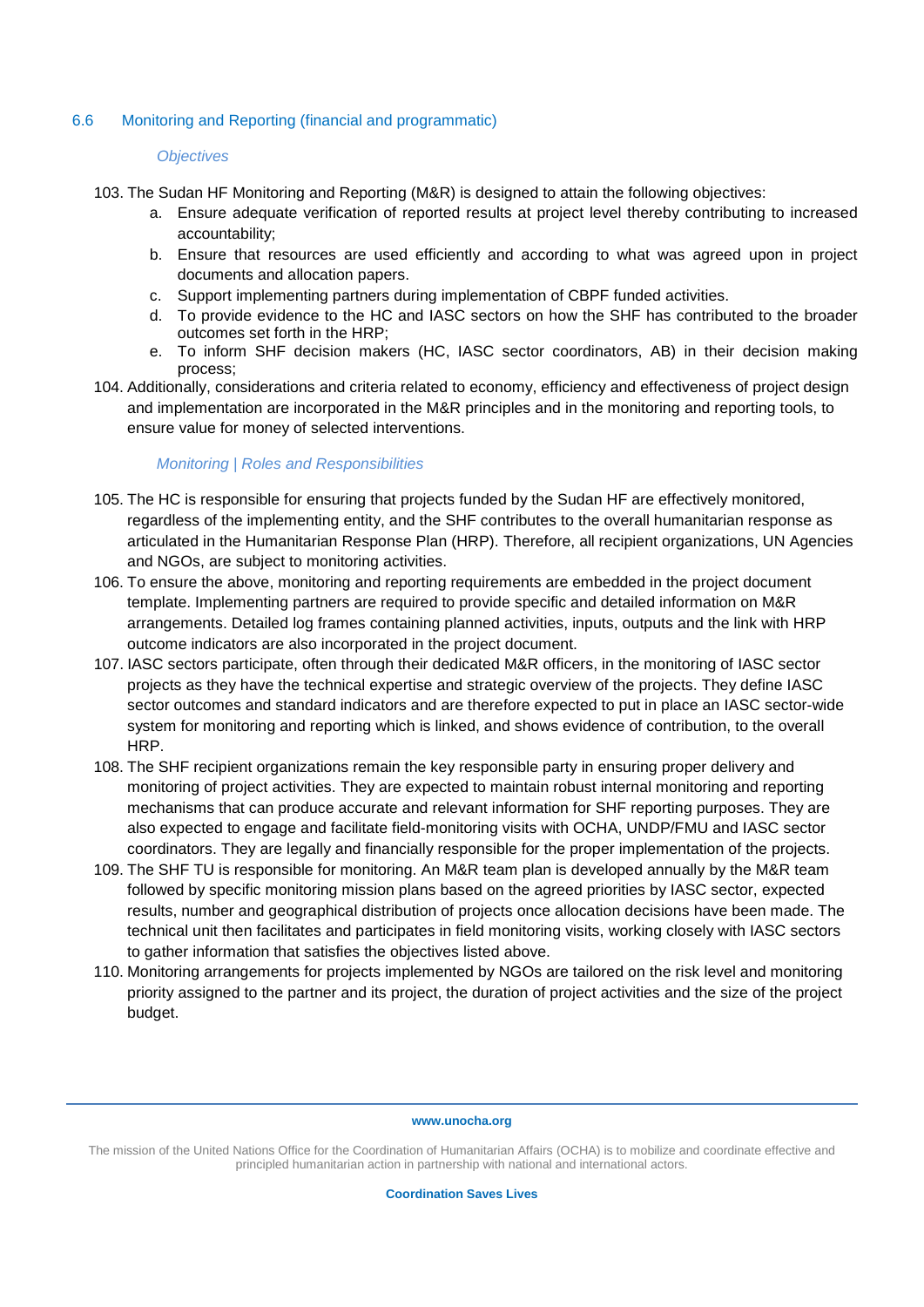## 6.6 Monitoring and Reporting (financial and programmatic)

*Objectives*

103. The Sudan HF Monitoring and Reporting (M&R) is designed to attain the following objectives:
    a. Ensure adequate verification of reported results at project level thereby contributing to increased accountability;
    b. Ensure that resources are used efficiently and according to what was agreed upon in project documents and allocation papers.
    c. Support implementing partners during implementation of CBPF funded activities.
    d. To provide evidence to the HC and IASC sectors on how the SHF has contributed to the broader outcomes set forth in the HRP;
    e. To inform SHF decision makers (HC, IASC sector coordinators, AB) in their decision making process;
104. Additionally, considerations and criteria related to economy, efficiency and effectiveness of project design and implementation are incorporated in the M&R principles and in the monitoring and reporting tools, to ensure value for money of selected interventions.

*Monitoring | Roles and Responsibilities*

105. The HC is responsible for ensuring that projects funded by the Sudan HF are effectively monitored, regardless of the implementing entity, and the SHF contributes to the overall humanitarian response as articulated in the Humanitarian Response Plan (HRP). Therefore, all recipient organizations, UN Agencies and NGOs, are subject to monitoring activities.
106. To ensure the above, monitoring and reporting requirements are embedded in the project document template. Implementing partners are required to provide specific and detailed information on M&R arrangements. Detailed log frames containing planned activities, inputs, outputs and the link with HRP outcome indicators are also incorporated in the project document.
107. IASC sectors participate, often through their dedicated M&R officers, in the monitoring of IASC sector projects as they have the technical expertise and strategic overview of the projects. They define IASC sector outcomes and standard indicators and are therefore expected to put in place an IASC sector-wide system for monitoring and reporting which is linked, and shows evidence of contribution, to the overall HRP.
108. The SHF recipient organizations remain the key responsible party in ensuring proper delivery and monitoring of project activities. They are expected to maintain robust internal monitoring and reporting mechanisms that can produce accurate and relevant information for SHF reporting purposes. They are also expected to engage and facilitate field-monitoring visits with OCHA, UNDP/FMU and IASC sector coordinators. They are legally and financially responsible for the proper implementation of the projects.
109. The SHF TU is responsible for monitoring. An M&R team plan is developed annually by the M&R team followed by specific monitoring mission plans based on the agreed priorities by IASC sector, expected results, number and geographical distribution of projects once allocation decisions have been made. The technical unit then facilitates and participates in field monitoring visits, working closely with IASC sectors to gather information that satisfies the objectives listed above.
110. Monitoring arrangements for projects implemented by NGOs are tailored on the risk level and monitoring priority assigned to the partner and its project, the duration of project activities and the size of the project budget.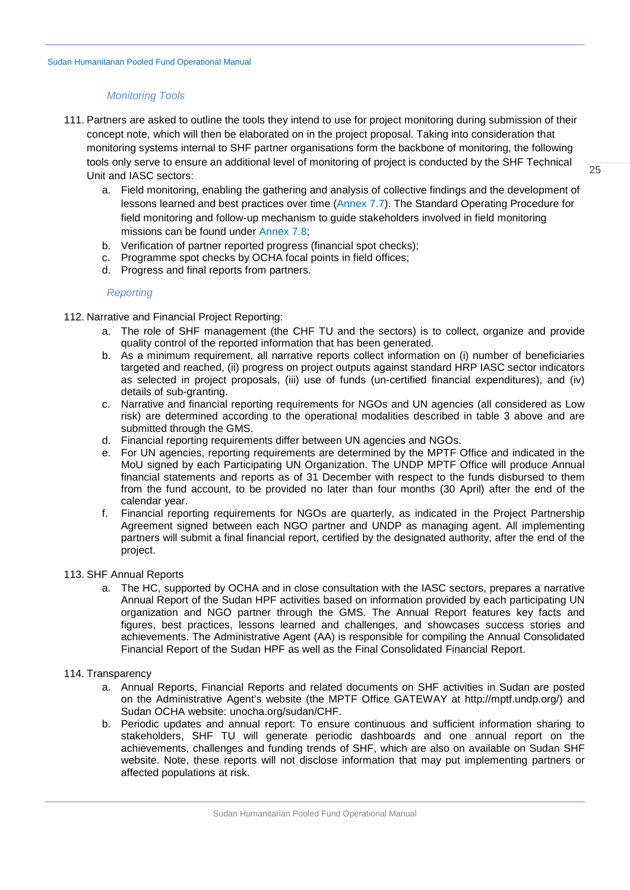#### *Monitoring Tools*

111. Partners are asked to outline the tools they intend to use for project monitoring during submission of their concept note, which will then be elaborated on in the project proposal. Taking into consideration that monitoring systems internal to SHF partner organisations form the backbone of monitoring, the following tools only serve to ensure an additional level of monitoring of project is conducted by the SHF Technical Unit and IASC sectors:
    a. Field monitoring, enabling the gathering and analysis of collective findings and the development of lessons learned and best practices over time (Annex 7.7). The Standard Operating Procedure for field monitoring and follow-up mechanism to guide stakeholders involved in field monitoring missions can be found under Annex 7.8;
    b. Verification of partner reported progress (financial spot checks);
    c. Programme spot checks by OCHA focal points in field offices;
    d. Progress and final reports from partners.

#### *Reporting*

112. Narrative and Financial Project Reporting:
    a. The role of SHF management (the CHF TU and the sectors) is to collect, organize and provide quality control of the reported information that has been generated.
    b. As a minimum requirement, all narrative reports collect information on (i) number of beneficiaries targeted and reached, (ii) progress on project outputs against standard HRP IASC sector indicators as selected in project proposals, (iii) use of funds (un-certified financial expenditures), and (iv) details of sub-granting.
    c. Narrative and financial reporting requirements for NGOs and UN agencies (all considered as Low risk) are determined according to the operational modalities described in table 3 above and are submitted through the GMS.
    d. Financial reporting requirements differ between UN agencies and NGOs.
    e. For UN agencies, reporting requirements are determined by the MPTF Office and indicated in the MoU signed by each Participating UN Organization. The UNDP MPTF Office will produce Annual financial statements and reports as of 31 December with respect to the funds disbursed to them from the fund account, to be provided no later than four months (30 April) after the end of the calendar year.
    f. Financial reporting requirements for NGOs are quarterly, as indicated in the Project Partnership Agreement signed between each NGO partner and UNDP as managing agent. All implementing partners will submit a final financial report, certified by the designated authority, after the end of the project.

113. SHF Annual Reports
    a. The HC, supported by OCHA and in close consultation with the IASC sectors, prepares a narrative Annual Report of the Sudan HPF activities based on information provided by each participating UN organization and NGO partner through the GMS. The Annual Report features key facts and figures, best practices, lessons learned and challenges, and showcases success stories and achievements. The Administrative Agent (AA) is responsible for compiling the Annual Consolidated Financial Report of the Sudan HPF as well as the Final Consolidated Financial Report.

114. Transparency
    a. Annual Reports, Financial Reports and related documents on SHF activities in Sudan are posted on the Administrative Agent's website (the MPTF Office GATEWAY at http://mptf.undp.org/) and Sudan OCHA website: unocha.org/sudan/CHF.
    b. Periodic updates and annual report: To ensure continuous and sufficient information sharing to stakeholders, SHF TU will generate periodic dashboards and one annual report on the achievements, challenges and funding trends of SHF, which are also on available on Sudan SHF website. Note, these reports will not disclose information that may put implementing partners or affected populations at risk.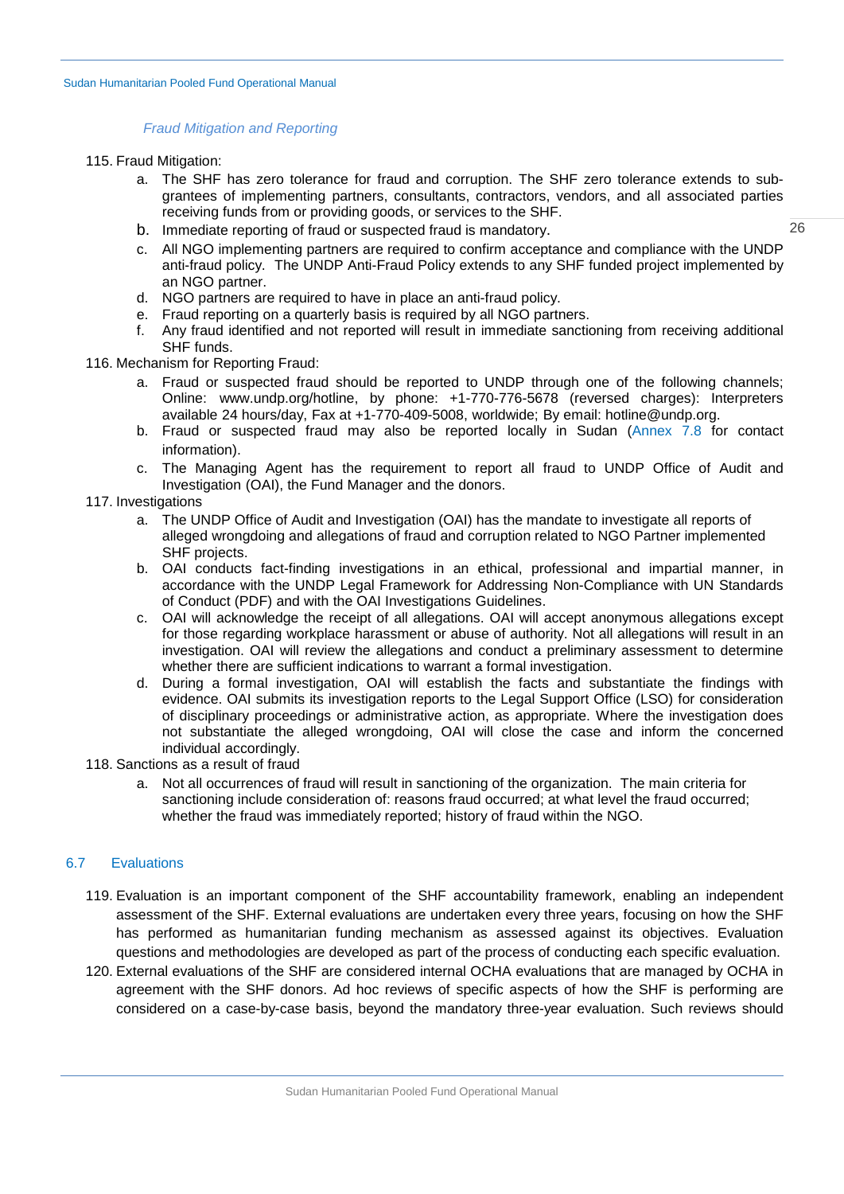*Fraud Mitigation and Reporting*

115. Fraud Mitigation:
    a. The SHF has zero tolerance for fraud and corruption. The SHF zero tolerance extends to sub-grantees of implementing partners, consultants, contractors, vendors, and all associated parties receiving funds from or providing goods, or services to the SHF.
    b. Immediate reporting of fraud or suspected fraud is mandatory.
    c. All NGO implementing partners are required to confirm acceptance and compliance with the UNDP anti-fraud policy. The UNDP Anti-Fraud Policy extends to any SHF funded project implemented by an NGO partner.
    d. NGO partners are required to have in place an anti-fraud policy.
    e. Fraud reporting on a quarterly basis is required by all NGO partners.
    f. Any fraud identified and not reported will result in immediate sanctioning from receiving additional SHF funds.
116. Mechanism for Reporting Fraud:
    a. Fraud or suspected fraud should be reported to UNDP through one of the following channels; Online: www.undp.org/hotline, by phone: +1-770-776-5678 (reversed charges): Interpreters available 24 hours/day, Fax at +1-770-409-5008, worldwide; By email: hotline@undp.org.
    b. Fraud or suspected fraud may also be reported locally in Sudan (Annex 7.8 for contact information).
    c. The Managing Agent has the requirement to report all fraud to UNDP Office of Audit and Investigation (OAI), the Fund Manager and the donors.
117. Investigations
    a. The UNDP Office of Audit and Investigation (OAI) has the mandate to investigate all reports of alleged wrongdoing and allegations of fraud and corruption related to NGO Partner implemented SHF projects.
    b. OAI conducts fact-finding investigations in an ethical, professional and impartial manner, in accordance with the UNDP Legal Framework for Addressing Non-Compliance with UN Standards of Conduct (PDF) and with the OAI Investigations Guidelines.
    c. OAI will acknowledge the receipt of all allegations. OAI will accept anonymous allegations except for those regarding workplace harassment or abuse of authority. Not all allegations will result in an investigation. OAI will review the allegations and conduct a preliminary assessment to determine whether there are sufficient indications to warrant a formal investigation.
    d. During a formal investigation, OAI will establish the facts and substantiate the findings with evidence. OAI submits its investigation reports to the Legal Support Office (LSO) for consideration of disciplinary proceedings or administrative action, as appropriate. Where the investigation does not substantiate the alleged wrongdoing, OAI will close the case and inform the concerned individual accordingly.
118. Sanctions as a result of fraud
    a. Not all occurrences of fraud will result in sanctioning of the organization. The main criteria for sanctioning include consideration of: reasons fraud occurred; at what level the fraud occurred; whether the fraud was immediately reported; history of fraud within the NGO.

## 6.7 Evaluations

119. Evaluation is an important component of the SHF accountability framework, enabling an independent assessment of the SHF. External evaluations are undertaken every three years, focusing on how the SHF has performed as humanitarian funding mechanism as assessed against its objectives. Evaluation questions and methodologies are developed as part of the process of conducting each specific evaluation.
120. External evaluations of the SHF are considered internal OCHA evaluations that are managed by OCHA in agreement with the SHF donors. Ad hoc reviews of specific aspects of how the SHF is performing are considered on a case-by-case basis, beyond the mandatory three-year evaluation. Such reviews should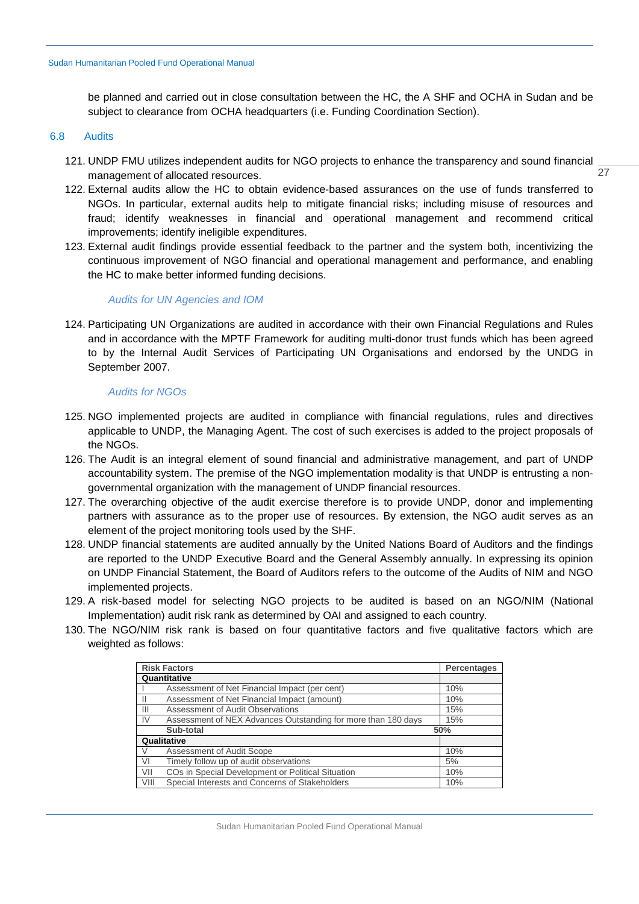be planned and carried out in close consultation between the HC, the A SHF and OCHA in Sudan and be subject to clearance from OCHA headquarters (i.e. Funding Coordination Section).

## 6.8 Audits

121. UNDP FMU utilizes independent audits for NGO projects to enhance the transparency and sound financial management of allocated resources.
122. External audits allow the HC to obtain evidence-based assurances on the use of funds transferred to NGOs. In particular, external audits help to mitigate financial risks; including misuse of resources and fraud; identify weaknesses in financial and operational management and recommend critical improvements; identify ineligible expenditures.
123. External audit findings provide essential feedback to the partner and the system both, incentivizing the continuous improvement of NGO financial and operational management and performance, and enabling the HC to make better informed funding decisions.

### *Audits for UN Agencies and IOM*

124. Participating UN Organizations are audited in accordance with their own Financial Regulations and Rules and in accordance with the MPTF Framework for auditing multi-donor trust funds which has been agreed to by the Internal Audit Services of Participating UN Organisations and endorsed by the UNDG in September 2007.

### *Audits for NGOs*

125. NGO implemented projects are audited in compliance with financial regulations, rules and directives applicable to UNDP, the Managing Agent. The cost of such exercises is added to the project proposals of the NGOs.
126. The Audit is an integral element of sound financial and administrative management, and part of UNDP accountability system. The premise of the NGO implementation modality is that UNDP is entrusting a non-governmental organization with the management of UNDP financial resources.
127. The overarching objective of the audit exercise therefore is to provide UNDP, donor and implementing partners with assurance as to the proper use of resources. By extension, the NGO audit serves as an element of the project monitoring tools used by the SHF.
128. UNDP financial statements are audited annually by the United Nations Board of Auditors and the findings are reported to the UNDP Executive Board and the General Assembly annually. In expressing its opinion on UNDP Financial Statement, the Board of Auditors refers to the outcome of the Audits of NIM and NGO implemented projects.
129. A risk-based model for selecting NGO projects to be audited is based on an NGO/NIM (National Implementation) audit risk rank as determined by OAI and assigned to each country.
130. The NGO/NIM risk rank is based on four quantitative factors and five qualitative factors which are weighted as follows:

| Risk Factors | | Percentages |
|---|---|---|
| **Quantitative** | | |
| I | Assessment of Net Financial Impact (per cent) | 10% |
| II | Assessment of Net Financial Impact (amount) | 10% |
| III | Assessment of Audit Observations | 15% |
| IV | Assessment of NEX Advances Outstanding for more than 180 days | 15% |
| | **Sub-total** | **50%** |
| **Qualitative** | | |
| V | Assessment of Audit Scope | 10% |
| VI | Timely follow up of audit observations | 5% |
| VII | COs in Special Development or Political Situation | 10% |
| VIII | Special Interests and Concerns of Stakeholders | 10% |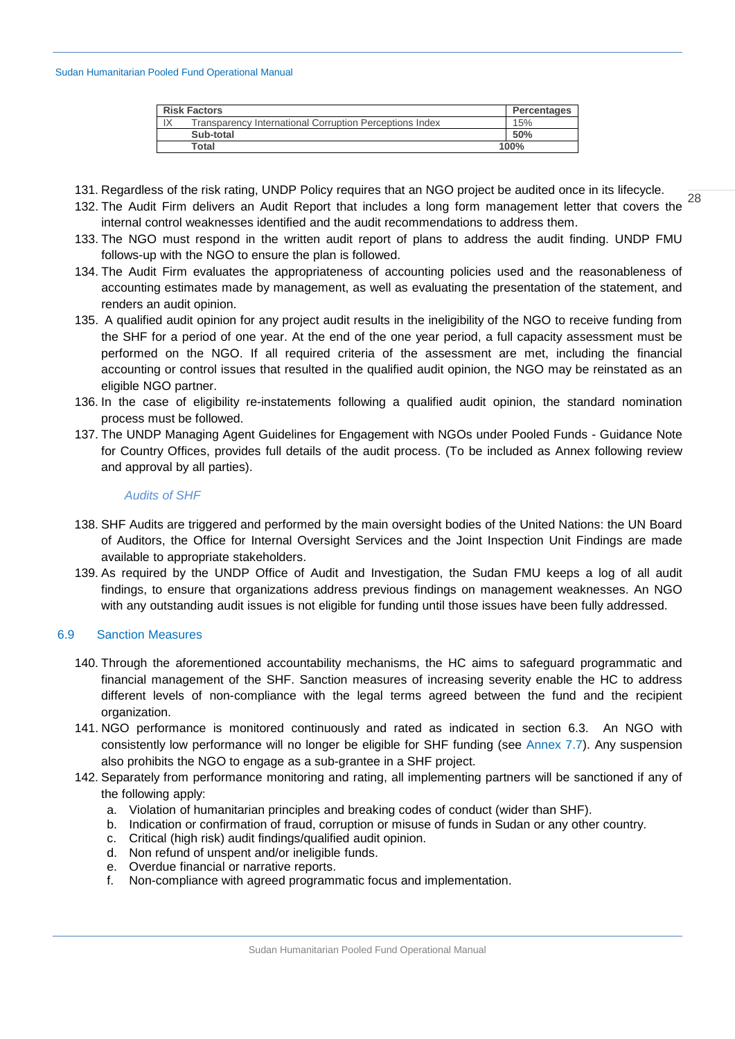| Risk Factors | | Percentages |
|---|---|---|
| IX | Transparency International Corruption Perceptions Index | 15% |
| | **Sub-total** | **50%** |
| | **Total** | **100%** |

131. Regardless of the risk rating, UNDP Policy requires that an NGO project be audited once in its lifecycle.
132. The Audit Firm delivers an Audit Report that includes a long form management letter that covers the internal control weaknesses identified and the audit recommendations to address them.
133. The NGO must respond in the written audit report of plans to address the audit finding. UNDP FMU follows-up with the NGO to ensure the plan is followed.
134. The Audit Firm evaluates the appropriateness of accounting policies used and the reasonableness of accounting estimates made by management, as well as evaluating the presentation of the statement, and renders an audit opinion.
135. A qualified audit opinion for any project audit results in the ineligibility of the NGO to receive funding from the SHF for a period of one year. At the end of the one year period, a full capacity assessment must be performed on the NGO. If all required criteria of the assessment are met, including the financial accounting or control issues that resulted in the qualified audit opinion, the NGO may be reinstated as an eligible NGO partner.
136. In the case of eligibility re-instatements following a qualified audit opinion, the standard nomination process must be followed.
137. The UNDP Managing Agent Guidelines for Engagement with NGOs under Pooled Funds - Guidance Note for Country Offices, provides full details of the audit process. (To be included as Annex following review and approval by all parties).

*Audits of SHF*

138. SHF Audits are triggered and performed by the main oversight bodies of the United Nations: the UN Board of Auditors, the Office for Internal Oversight Services and the Joint Inspection Unit Findings are made available to appropriate stakeholders.
139. As required by the UNDP Office of Audit and Investigation, the Sudan FMU keeps a log of all audit findings, to ensure that organizations address previous findings on management weaknesses. An NGO with any outstanding audit issues is not eligible for funding until those issues have been fully addressed.

## 6.9 Sanction Measures

140. Through the aforementioned accountability mechanisms, the HC aims to safeguard programmatic and financial management of the SHF. Sanction measures of increasing severity enable the HC to address different levels of non-compliance with the legal terms agreed between the fund and the recipient organization.
141. NGO performance is monitored continuously and rated as indicated in section 6.3. An NGO with consistently low performance will no longer be eligible for SHF funding (see Annex 7.7). Any suspension also prohibits the NGO to engage as a sub-grantee in a SHF project.
142. Separately from performance monitoring and rating, all implementing partners will be sanctioned if any of the following apply:
    a. Violation of humanitarian principles and breaking codes of conduct (wider than SHF).
    b. Indication or confirmation of fraud, corruption or misuse of funds in Sudan or any other country.
    c. Critical (high risk) audit findings/qualified audit opinion.
    d. Non refund of unspent and/or ineligible funds.
    e. Overdue financial or narrative reports.
    f. Non-compliance with agreed programmatic focus and implementation.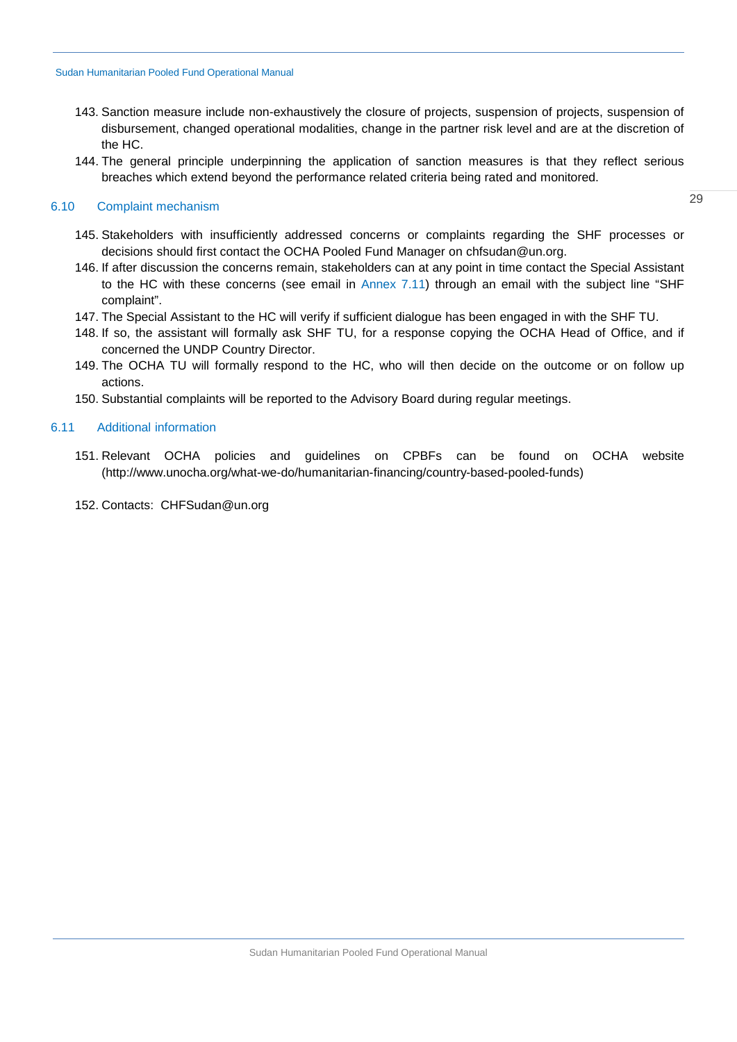143. Sanction measure include non-exhaustively the closure of projects, suspension of projects, suspension of disbursement, changed operational modalities, change in the partner risk level and are at the discretion of the HC.
144. The general principle underpinning the application of sanction measures is that they reflect serious breaches which extend beyond the performance related criteria being rated and monitored.

## 6.10 Complaint mechanism

145. Stakeholders with insufficiently addressed concerns or complaints regarding the SHF processes or decisions should first contact the OCHA Pooled Fund Manager on chfsudan@un.org.
146. If after discussion the concerns remain, stakeholders can at any point in time contact the Special Assistant to the HC with these concerns (see email in Annex 7.11) through an email with the subject line "SHF complaint".
147. The Special Assistant to the HC will verify if sufficient dialogue has been engaged in with the SHF TU.
148. If so, the assistant will formally ask SHF TU, for a response copying the OCHA Head of Office, and if concerned the UNDP Country Director.
149. The OCHA TU will formally respond to the HC, who will then decide on the outcome or on follow up actions.
150. Substantial complaints will be reported to the Advisory Board during regular meetings.

## 6.11 Additional information

151. Relevant OCHA policies and guidelines on CPBFs can be found on OCHA website (http://www.unocha.org/what-we-do/humanitarian-financing/country-based-pooled-funds)

152. Contacts: CHFSudan@un.org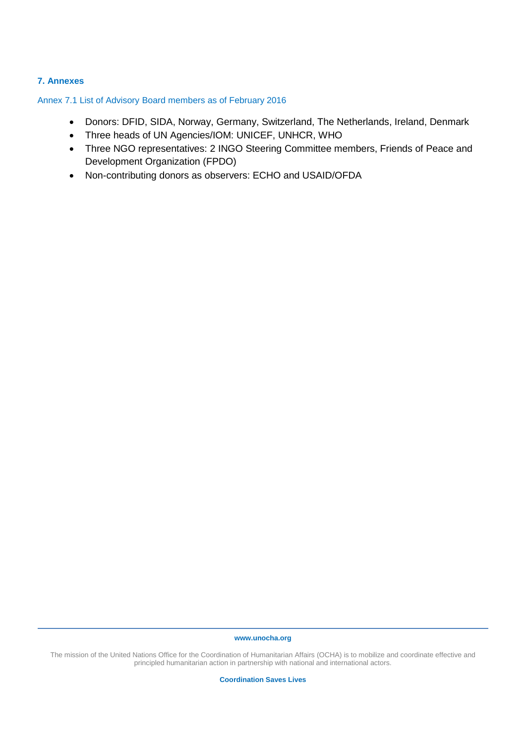## 7. Annexes

### Annex 7.1 List of Advisory Board members as of February 2016

- Donors: DFID, SIDA, Norway, Germany, Switzerland, The Netherlands, Ireland, Denmark
- Three heads of UN Agencies/IOM: UNICEF, UNHCR, WHO
- Three NGO representatives: 2 INGO Steering Committee members, Friends of Peace and Development Organization (FPDO)
- Non-contributing donors as observers: ECHO and USAID/OFDA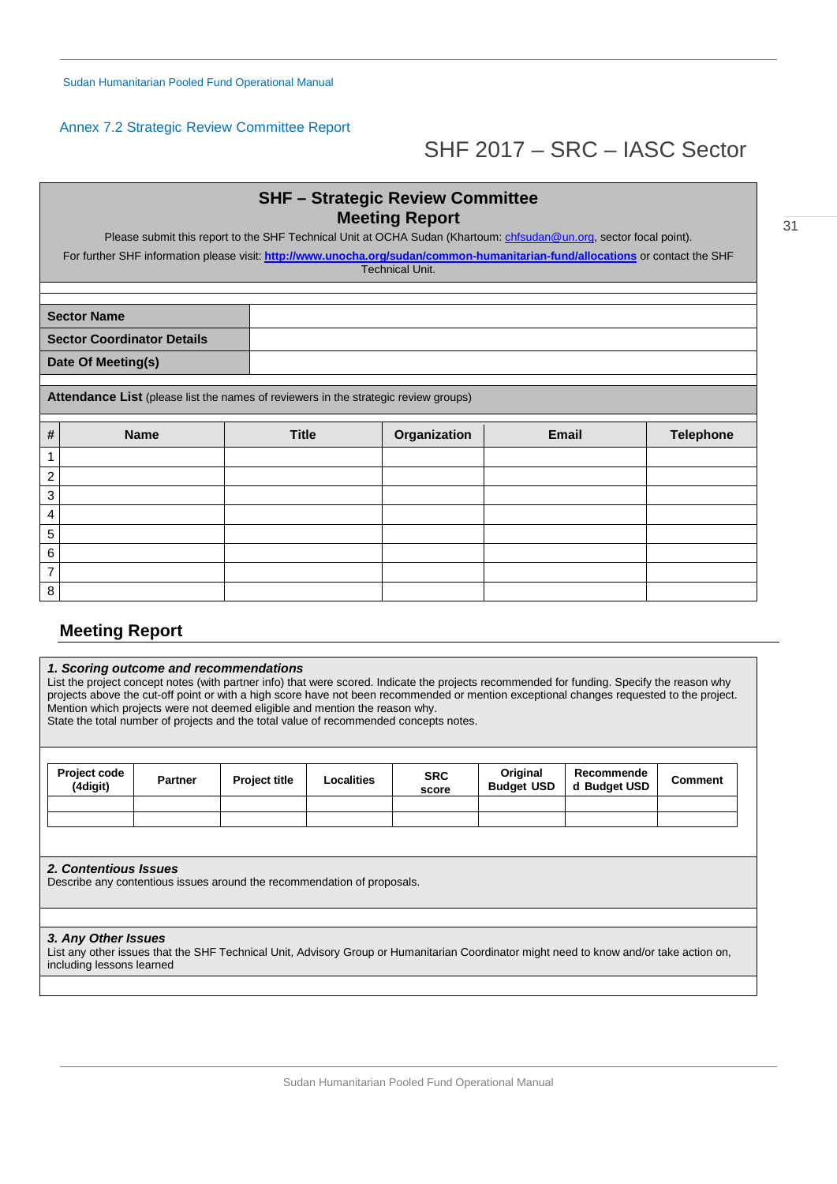## Annex 7.2 Strategic Review Committee Report

# SHF 2017 – SRC – IASC Sector

**SHF – Strategic Review Committee**
**Meeting Report**

Please submit this report to the SHF Technical Unit at OCHA Sudan (Khartoum: chfsudan@un.org, sector focal point).

For further SHF information please visit: **http://www.unocha.org/sudan/common-humanitarian-fund/allocations** or contact the SHF Technical Unit.

| | |
|---|---|
| **Sector Name** | |
| **Sector Coordinator Details** | |
| **Date Of Meeting(s)** | |

**Attendance List** (please list the names of reviewers in the strategic review groups)

| # | Name | Title | Organization | Email | Telephone |
|---|---|---|---|---|---|
| 1 | | | | | |
| 2 | | | | | |
| 3 | | | | | |
| 4 | | | | | |
| 5 | | | | | |
| 6 | | | | | |
| 7 | | | | | |
| 8 | | | | | |

## Meeting Report

***1. Scoring outcome and recommendations***

List the project concept notes (with partner info) that were scored. Indicate the projects recommended for funding. Specify the reason why projects above the cut-off point or with a high score have not been recommended or mention exceptional changes requested to the project. Mention which projects were not deemed eligible and mention the reason why.
State the total number of projects and the total value of recommended concepts notes.

| Project code (4digit) | Partner | Project title | Localities | SRC score | Original Budget USD | Recommended Budget USD | Comment |
|---|---|---|---|---|---|---|---|
| | | | | | | | |
| | | | | | | | |

***2. Contentious Issues***

Describe any contentious issues around the recommendation of proposals.

***3. Any Other Issues***

List any other issues that the SHF Technical Unit, Advisory Group or Humanitarian Coordinator might need to know and/or take action on, including lessons learned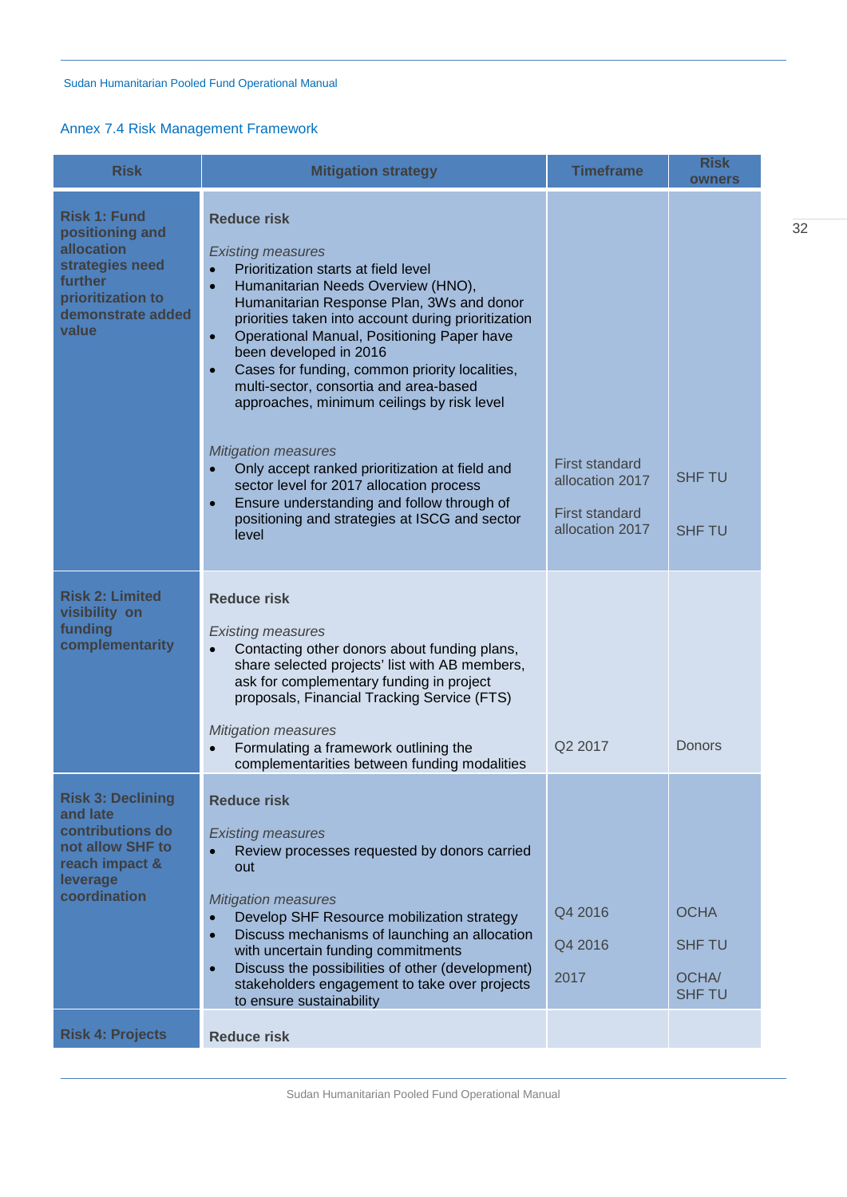## Annex 7.4 Risk Management Framework

| Risk | Mitigation strategy | Timeframe | Risk owners |
|---|---|---|---|
| **Risk 1: Fund positioning and allocation strategies need further prioritization to demonstrate added value** | **Reduce risk**<br><br>*Existing measures*<br>• Prioritization starts at field level<br>• Humanitarian Needs Overview (HNO), Humanitarian Response Plan, 3Ws and donor priorities taken into account during prioritization<br>• Operational Manual, Positioning Paper have been developed in 2016<br>• Cases for funding, common priority localities, multi-sector, consortia and area-based approaches, minimum ceilings by risk level<br><br>*Mitigation measures*<br>• Only accept ranked prioritization at field and sector level for 2017 allocation process<br>• Ensure understanding and follow through of positioning and strategies at ISCG and sector level | First standard allocation 2017<br><br>First standard allocation 2017 | SHF TU<br><br>SHF TU |
| **Risk 2: Limited visibility on funding complementarity** | **Reduce risk**<br><br>*Existing measures*<br>• Contacting other donors about funding plans, share selected projects' list with AB members, ask for complementary funding in project proposals, Financial Tracking Service (FTS)<br><br>*Mitigation measures*<br>• Formulating a framework outlining the complementarities between funding modalities | Q2 2017 | Donors |
| **Risk 3: Declining and late contributions do not allow SHF to reach impact & leverage coordination** | **Reduce risk**<br><br>*Existing measures*<br>• Review processes requested by donors carried out<br><br>*Mitigation measures*<br>• Develop SHF Resource mobilization strategy<br>• Discuss mechanisms of launching an allocation with uncertain funding commitments<br>• Discuss the possibilities of other (development) stakeholders engagement to take over projects to ensure sustainability | Q4 2016<br><br>Q4 2016<br><br>2017 | OCHA<br><br>SHF TU<br><br>OCHA/ SHF TU |
| **Risk 4: Projects** | **Reduce risk** | | |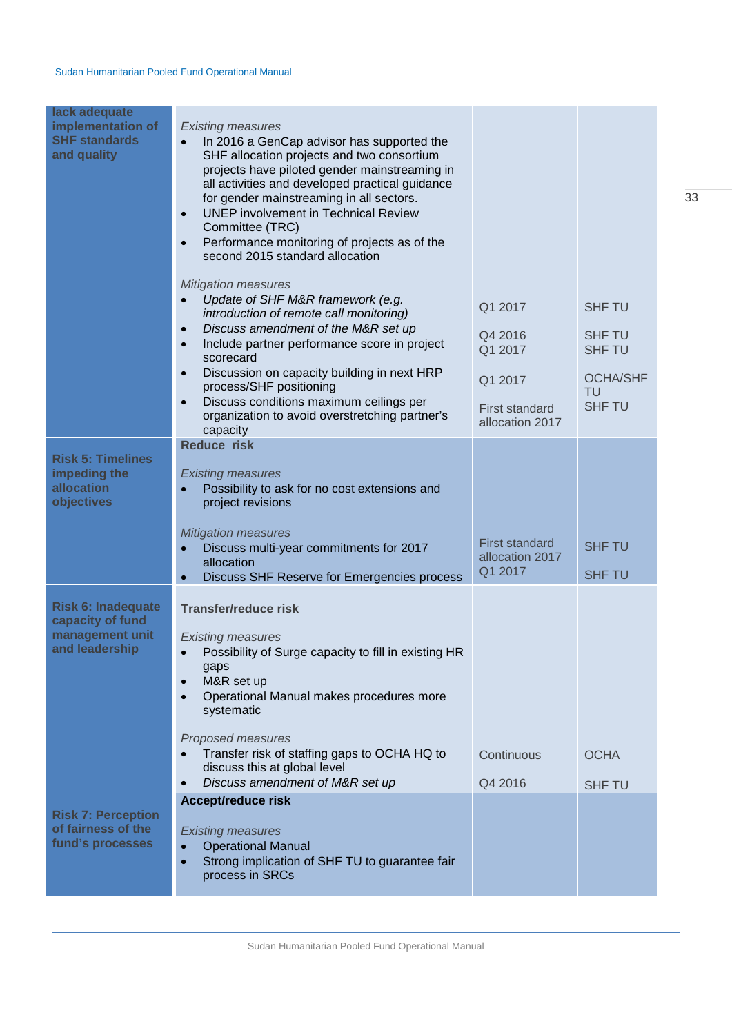| | | | |
|---|---|---|---|
| **lack adequate implementation of SHF standards and quality** | *Existing measures*<br>• In 2016 a GenCap advisor has supported the SHF allocation projects and two consortium projects have piloted gender mainstreaming in all activities and developed practical guidance for gender mainstreaming in all sectors.<br>• UNEP involvement in Technical Review Committee (TRC)<br>• Performance monitoring of projects as of the second 2015 standard allocation<br><br>*Mitigation measures*<br>• *Update of SHF M&R framework (e.g. introduction of remote call monitoring)*<br>• *Discuss amendment of the M&R set up*<br>• Include partner performance score in project scorecard<br>• Discussion on capacity building in next HRP process/SHF positioning<br>• Discuss conditions maximum ceilings per organization to avoid overstretching partner's capacity | Q1 2017<br><br>Q4 2016<br>Q1 2017<br><br>Q1 2017<br><br>First standard allocation 2017 | SHF TU<br><br>SHF TU<br>SHF TU<br><br>OCHA/SHF TU<br>SHF TU |
| **Risk 5: Timelines impeding the allocation objectives** | **Reduce risk**<br><br>*Existing measures*<br>• Possibility to ask for no cost extensions and project revisions<br><br>*Mitigation measures*<br>• Discuss multi-year commitments for 2017 allocation<br>• Discuss SHF Reserve for Emergencies process | First standard allocation 2017<br>Q1 2017 | SHF TU<br><br>SHF TU |
| **Risk 6: Inadequate capacity of fund management unit and leadership** | **Transfer/reduce risk**<br><br>*Existing measures*<br>• Possibility of Surge capacity to fill in existing HR gaps<br>• M&R set up<br>• Operational Manual makes procedures more systematic<br><br>*Proposed measures*<br>• Transfer risk of staffing gaps to OCHA HQ to discuss this at global level<br>• *Discuss amendment of M&R set up* | Continuous<br><br>Q4 2016 | OCHA<br><br>SHF TU |
| **Risk 7: Perception of fairness of the fund's processes** | **Accept/reduce risk**<br><br>*Existing measures*<br>• Operational Manual<br>• Strong implication of SHF TU to guarantee fair process in SRCs | | |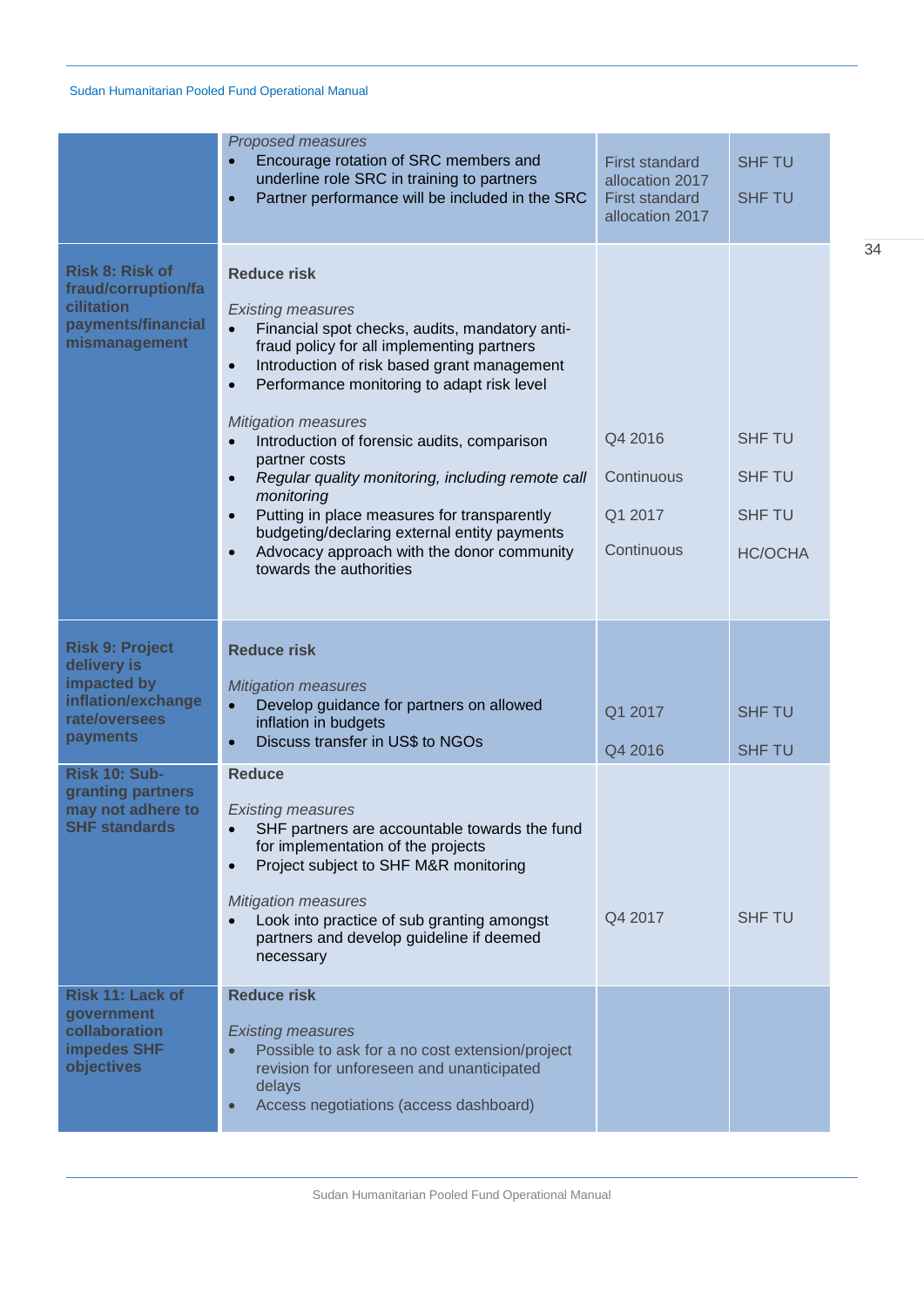| | | | |
|---|---|---|---|
| | *Proposed measures*<br>• Encourage rotation of SRC members and underline role SRC in training to partners<br>• Partner performance will be included in the SRC | First standard allocation 2017<br>First standard allocation 2017 | SHF TU<br>SHF TU |
| **Risk 8: Risk of fraud/corruption/facilitation payments/financial mismanagement** | **Reduce risk**<br><br>*Existing measures*<br>• Financial spot checks, audits, mandatory anti-fraud policy for all implementing partners<br>• Introduction of risk based grant management<br>• Performance monitoring to adapt risk level<br><br>*Mitigation measures*<br>• Introduction of forensic audits, comparison partner costs<br>• *Regular quality monitoring, including remote call monitoring*<br>• Putting in place measures for transparently budgeting/declaring external entity payments<br>• Advocacy approach with the donor community towards the authorities | Q4 2016<br>Continuous<br>Q1 2017<br>Continuous | SHF TU<br>SHF TU<br>SHF TU<br>HC/OCHA |
| **Risk 9: Project delivery is impacted by inflation/exchange rate/oversees payments** | **Reduce risk**<br><br>*Mitigation measures*<br>• Develop guidance for partners on allowed inflation in budgets<br>• Discuss transfer in US$ to NGOs | Q1 2017<br>Q4 2016 | SHF TU<br>SHF TU |
| **Risk 10: Sub-granting partners may not adhere to SHF standards** | **Reduce**<br><br>*Existing measures*<br>• SHF partners are accountable towards the fund for implementation of the projects<br>• Project subject to SHF M&R monitoring<br><br>*Mitigation measures*<br>• Look into practice of sub granting amongst partners and develop guideline if deemed necessary | Q4 2017 | SHF TU |
| **Risk 11: Lack of government collaboration impedes SHF objectives** | **Reduce risk**<br><br>*Existing measures*<br>• Possible to ask for a no cost extension/project revision for unforeseen and unanticipated delays<br>• Access negotiations (access dashboard) | | |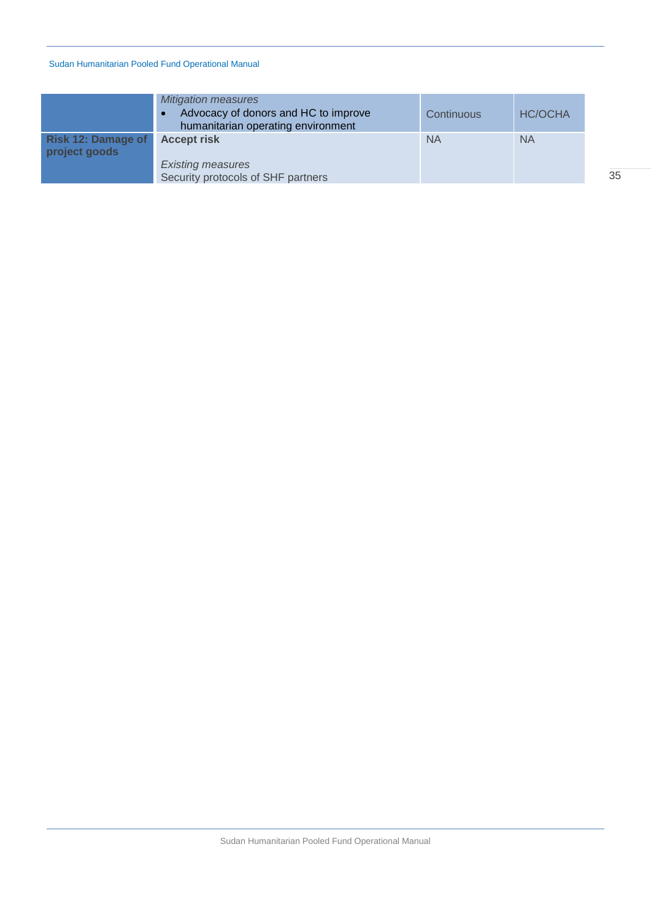| | | | |
|---|---|---|---|
| | *Mitigation measures*<br>• Advocacy of donors and HC to improve humanitarian operating environment | Continuous | HC/OCHA |
| **Risk 12: Damage of project goods** | **Accept risk**<br><br>*Existing measures*<br>Security protocols of SHF partners | NA | NA |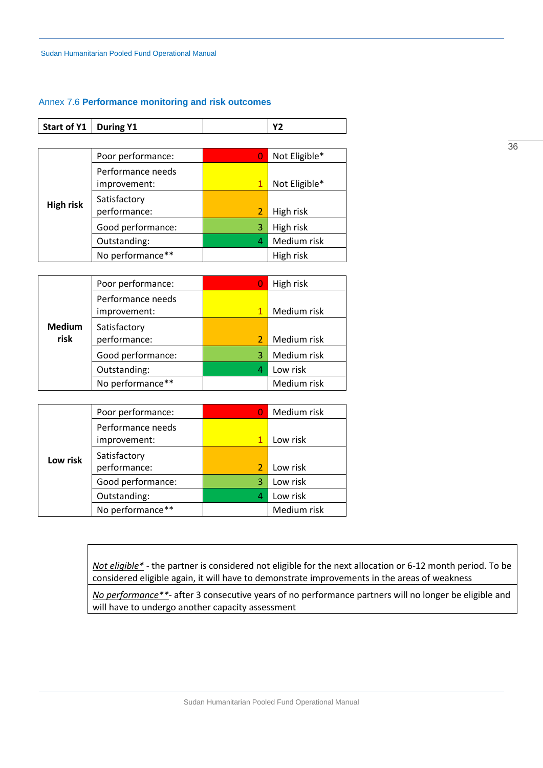## Annex 7.6 **Performance monitoring and risk outcomes**

| Start of Y1 | During Y1 | | Y2 |
|---|---|---|---|
| High risk | Poor performance: | 0 | Not Eligible* |
| | Performance needs improvement: | 1 | Not Eligible* |
| | Satisfactory performance: | 2 | High risk |
| | Good performance: | 3 | High risk |
| | Outstanding: | 4 | Medium risk |
| | No performance** | | High risk |
| Medium risk | Poor performance: | 0 | High risk |
| | Performance needs improvement: | 1 | Medium risk |
| | Satisfactory performance: | 2 | Medium risk |
| | Good performance: | 3 | Medium risk |
| | Outstanding: | 4 | Low risk |
| | No performance** | | Medium risk |
| Low risk | Poor performance: | 0 | Medium risk |
| | Performance needs improvement: | 1 | Low risk |
| | Satisfactory performance: | 2 | Low risk |
| | Good performance: | 3 | Low risk |
| | Outstanding: | 4 | Low risk |
| | No performance** | | Medium risk |

| |
|---|
| *Not eligible** - the partner is considered not eligible for the next allocation or 6-12 month period. To be considered eligible again, it will have to demonstrate improvements in the areas of weakness |
| *No performance***- after 3 consecutive years of no performance partners will no longer be eligible and will have to undergo another capacity assessment |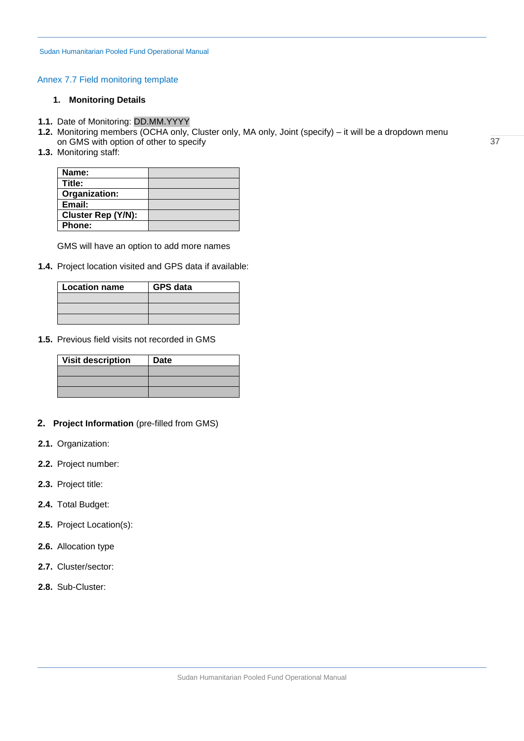## Annex 7.7 Field monitoring template

### 1. Monitoring Details

**1.1.** Date of Monitoring: DD.MM.YYYY

**1.2.** Monitoring members (OCHA only, Cluster only, MA only, Joint (specify) – it will be a dropdown menu on GMS with option of other to specify

**1.3.** Monitoring staff:

| **Name:** | |
|---|---|
| **Title:** | |
| **Organization:** | |
| **Email:** | |
| **Cluster Rep (Y/N):** | |
| **Phone:** | |

GMS will have an option to add more names

**1.4.** Project location visited and GPS data if available:

| **Location name** | **GPS data** |
|---|---|
| | |
| | |
| | |

**1.5.** Previous field visits not recorded in GMS

| **Visit description** | **Date** |
|---|---|
| | |
| | |
| | |

### 2. Project Information (pre-filled from GMS)

**2.1.** Organization:

**2.2.** Project number:

**2.3.** Project title:

**2.4.** Total Budget:

**2.5.** Project Location(s):

**2.6.** Allocation type

**2.7.** Cluster/sector:

**2.8.** Sub-Cluster: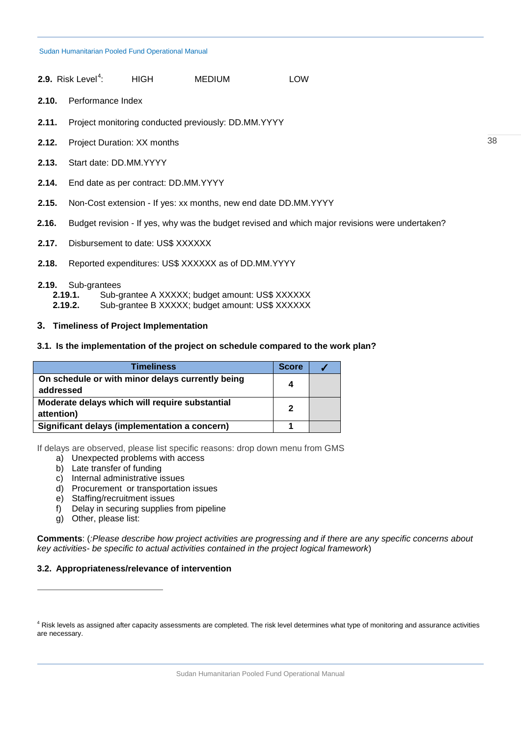**2.9.** Risk Level[4]: HIGH MEDIUM LOW

**2.10.** Performance Index

**2.11.** Project monitoring conducted previously: DD.MM.YYYY

**2.12.** Project Duration: XX months

**2.13.** Start date: DD.MM.YYYY

**2.14.** End date as per contract: DD.MM.YYYY

**2.15.** Non-Cost extension - If yes: xx months, new end date DD.MM.YYYY

**2.16.** Budget revision - If yes, why was the budget revised and which major revisions were undertaken?

**2.17.** Disbursement to date: US$ XXXXXX

**2.18.** Reported expenditures: US$ XXXXXX as of DD.MM.YYYY

**2.19.** Sub-grantees

- **2.19.1.** Sub-grantee A XXXXX; budget amount: US$ XXXXXX
- **2.19.2.** Sub-grantee B XXXXX; budget amount: US$ XXXXXX

## 3. Timeliness of Project Implementation

### 3.1. Is the implementation of the project on schedule compared to the work plan?

| Timeliness | Score | ✓ |
|---|---|---|
| **On schedule or with minor delays currently being addressed** | **4** | |
| **Moderate delays which will require substantial attention)** | **2** | |
| **Significant delays (implementation a concern)** | **1** | |

If delays are observed, please list specific reasons: drop down menu from GMS

a) Unexpected problems with access
b) Late transfer of funding
c) Internal administrative issues
d) Procurement or transportation issues
e) Staffing/recruitment issues
f) Delay in securing supplies from pipeline
g) Other, please list:

**Comments**: (*:Please describe how project activities are progressing and if there are any specific concerns about key activities- be specific to actual activities contained in the project logical framework*)

### 3.2. Appropriateness/relevance of intervention

---

[4] Risk levels as assigned after capacity assessments are completed. The risk level determines what type of monitoring and assurance activities are necessary.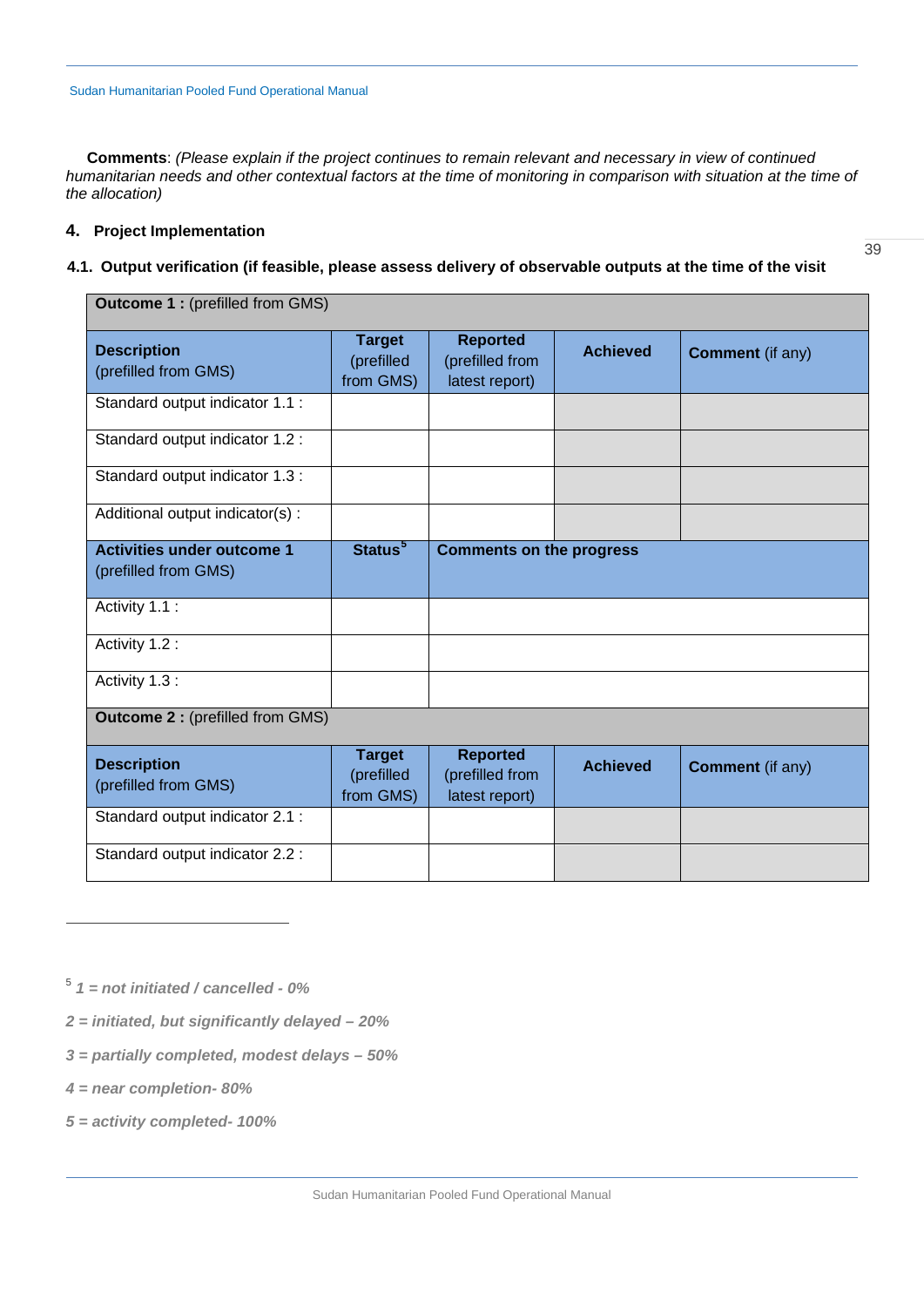**Comments**: *(Please explain if the project continues to remain relevant and necessary in view of continued humanitarian needs and other contextual factors at the time of monitoring in comparison with situation at the time of the allocation)*

## 4. Project Implementation

### 4.1. Output verification (if feasible, please assess delivery of observable outputs at the time of the visit

| **Outcome 1 :** (prefilled from GMS) | | | | |
|---|---|---|---|---|
| **Description** (prefilled from GMS) | **Target** (prefilled from GMS) | **Reported** (prefilled from latest report) | **Achieved** | **Comment** (if any) |
| Standard output indicator 1.1 : | | | | |
| Standard output indicator 1.2 : | | | | |
| Standard output indicator 1.3 : | | | | |
| Additional output indicator(s) : | | | | |
| **Activities under outcome 1** (prefilled from GMS) | **Status**[5] | **Comments on the progress** | | |
| Activity 1.1 : | | | | |
| Activity 1.2 : | | | | |
| Activity 1.3 : | | | | |
| **Outcome 2 :** (prefilled from GMS) | | | | |
| **Description** (prefilled from GMS) | **Target** (prefilled from GMS) | **Reported** (prefilled from latest report) | **Achieved** | **Comment** (if any) |
| Standard output indicator 2.1 : | | | | |
| Standard output indicator 2.2 : | | | | |

[5] *1 = not initiated / cancelled - 0%*

*2 = initiated, but significantly delayed – 20%*

*3 = partially completed, modest delays – 50%*

*4 = near completion- 80%*

*5 = activity completed- 100%*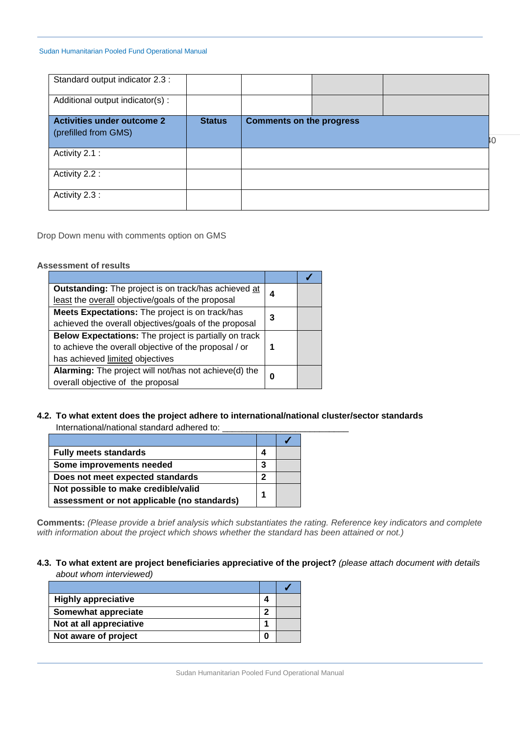| Standard output indicator 2.3 : | | | | |
|---|---|---|---|---|
| Additional output indicator(s) : | | | | |
| **Activities under outcome 2** (prefilled from GMS) | **Status** | **Comments on the progress** | | |
| Activity 2.1 : | | | | |
| Activity 2.2 : | | | | |
| Activity 2.3 : | | | | |

Drop Down menu with comments option on GMS

**Assessment of results**

| | | ✓ |
|---|---|---|
| **Outstanding:** The project is on track/has achieved at least the overall objective/goals of the proposal | 4 | |
| **Meets Expectations:** The project is on track/has achieved the overall objectives/goals of the proposal | 3 | |
| **Below Expectations:** The project is partially on track to achieve the overall objective of the proposal / or has achieved limited objectives | 1 | |
| **Alarming:** The project will not/has not achieve(d) the overall objective of the proposal | 0 | |

**4.2. To what extent does the project adhere to international/national cluster/sector standards**

International/national standard adhered to: ___________________________

| | | ✓ |
|---|---|---|
| **Fully meets standards** | 4 | |
| **Some improvements needed** | 3 | |
| **Does not meet expected standards** | 2 | |
| **Not possible to make credible/valid assessment or not applicable (no standards)** | 1 | |

**Comments:** *(Please provide a brief analysis which substantiates the rating. Reference key indicators and complete with information about the project which shows whether the standard has been attained or not.)*

**4.3. To what extent are project beneficiaries appreciative of the project?** *(please attach document with details about whom interviewed)*

| | | ✓ |
|---|---|---|
| **Highly appreciative** | 4 | |
| **Somewhat appreciate** | 2 | |
| **Not at all appreciative** | 1 | |
| **Not aware of project** | 0 | |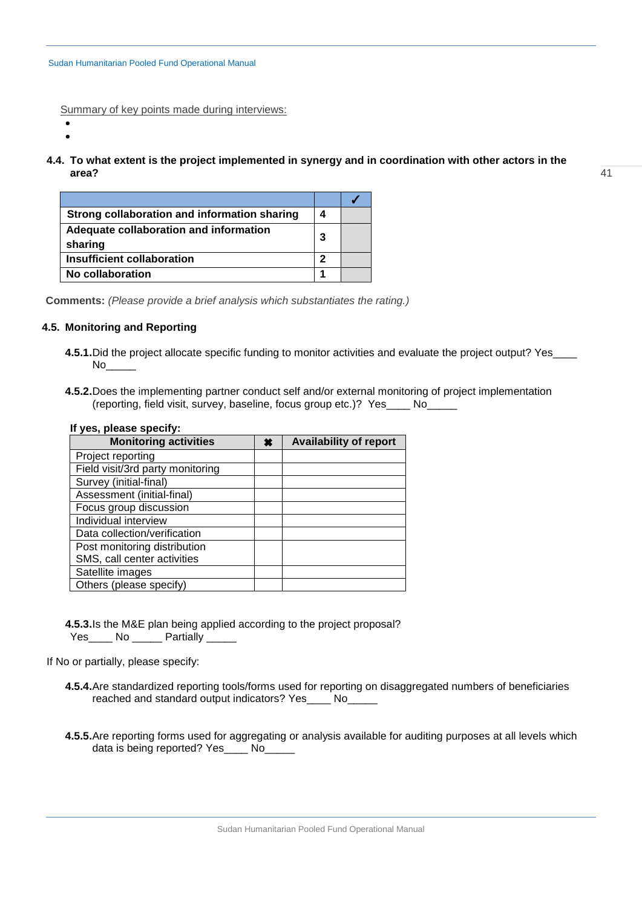Summary of key points made during interviews:

- 
- 

**4.4. To what extent is the project implemented in synergy and in coordination with other actors in the area?**

| | | ✓ |
|---|---|---|
| **Strong collaboration and information sharing** | **4** | |
| **Adequate collaboration and information sharing** | **3** | |
| **Insufficient collaboration** | **2** | |
| **No collaboration** | **1** | |

**Comments:** *(Please provide a brief analysis which substantiates the rating.)*

**4.5. Monitoring and Reporting**

**4.5.1.** Did the project allocate specific funding to monitor activities and evaluate the project output? Yes____ No_____

**4.5.2.** Does the implementing partner conduct self and/or external monitoring of project implementation (reporting, field visit, survey, baseline, focus group etc.)? Yes____ No_____

**If yes, please specify:**

| Monitoring activities | ✖ | Availability of report |
|---|---|---|
| Project reporting | | |
| Field visit/3rd party monitoring | | |
| Survey (initial-final) | | |
| Assessment (initial-final) | | |
| Focus group discussion | | |
| Individual interview | | |
| Data collection/verification | | |
| Post monitoring distribution SMS, call center activities | | |
| Satellite images | | |
| Others (please specify) | | |

**4.5.3.** Is the M&E plan being applied according to the project proposal?
Yes____ No _____ Partially _____

If No or partially, please specify:

**4.5.4.** Are standardized reporting tools/forms used for reporting on disaggregated numbers of beneficiaries reached and standard output indicators? Yes____ No_____

**4.5.5.** Are reporting forms used for aggregating or analysis available for auditing purposes at all levels which data is being reported? Yes____ No_____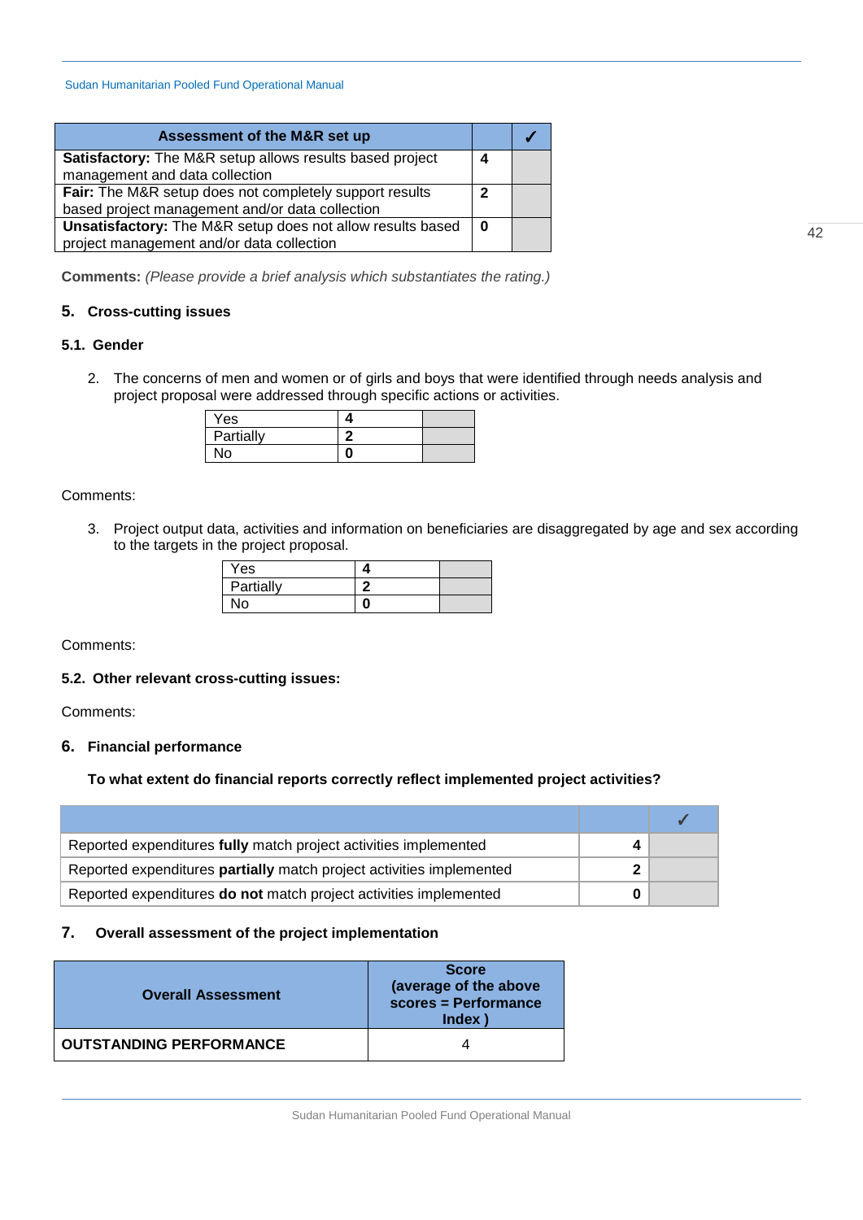| Assessment of the M&R set up | | ✓ |
|---|---|---|
| **Satisfactory:** The M&R setup allows results based project management and data collection | **4** | |
| **Fair:** The M&R setup does not completely support results based project management and/or data collection | **2** | |
| **Unsatisfactory:** The M&R setup does not allow results based project management and/or data collection | **0** | |

**Comments:** *(Please provide a brief analysis which substantiates the rating.)*

## 5. Cross-cutting issues

### 5.1. Gender

2. The concerns of men and women or of girls and boys that were identified through needs analysis and project proposal were addressed through specific actions or activities.

| Yes | **4** | |
|---|---|---|
| Partially | **2** | |
| No | **0** | |

Comments:

3. Project output data, activities and information on beneficiaries are disaggregated by age and sex according to the targets in the project proposal.

| Yes | **4** | |
|---|---|---|
| Partially | **2** | |
| No | **0** | |

Comments:

### 5.2. Other relevant cross-cutting issues:

Comments:

## 6. Financial performance

**To what extent do financial reports correctly reflect implemented project activities?**

| | | ✓ |
|---|---|---|
| Reported expenditures **fully** match project activities implemented | **4** | |
| Reported expenditures **partially** match project activities implemented | **2** | |
| Reported expenditures **do not** match project activities implemented | **0** | |

## 7. Overall assessment of the project implementation

| Overall Assessment | Score (average of the above scores = Performance Index ) |
|---|---|
| **OUTSTANDING PERFORMANCE** | 4 |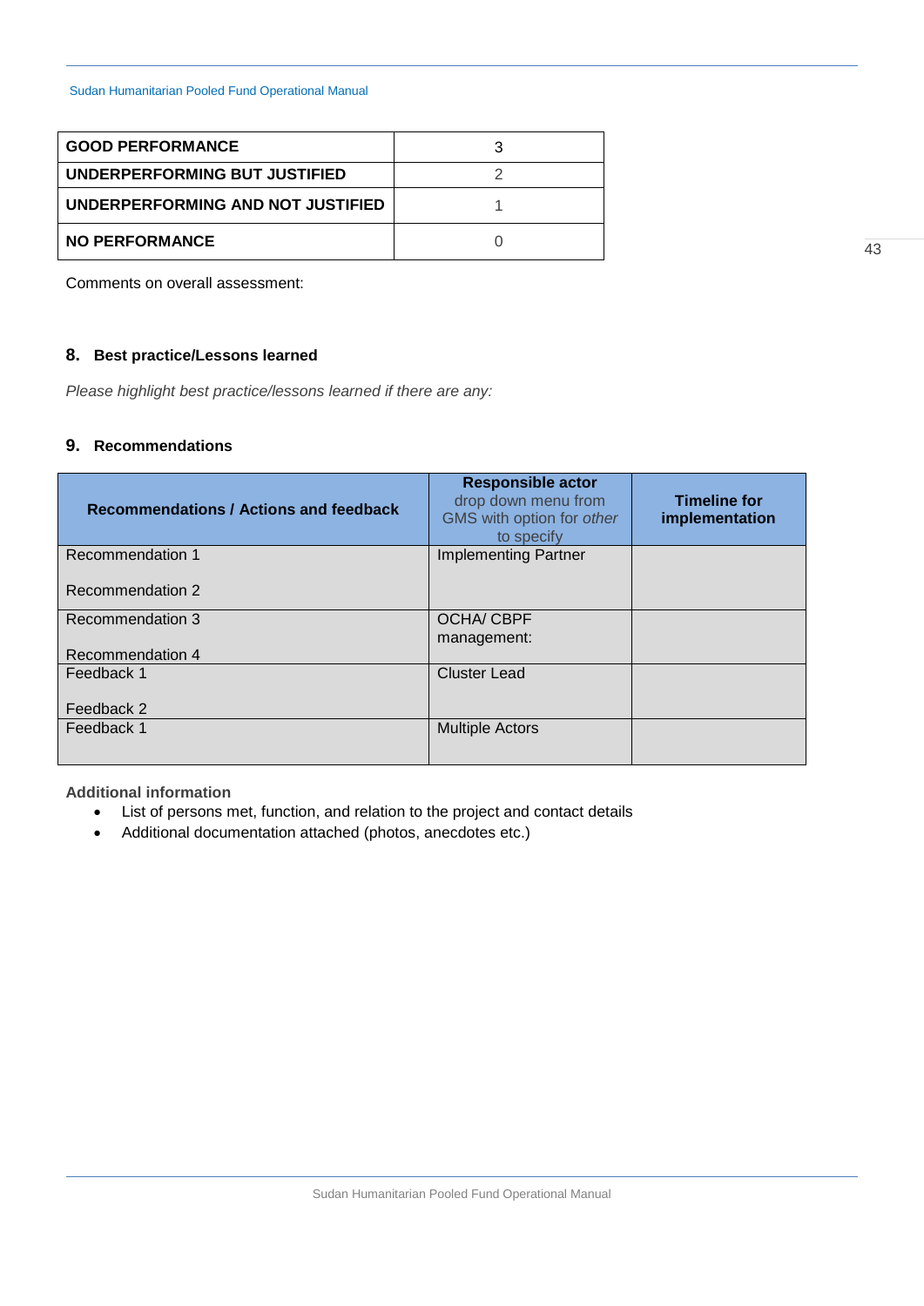| GOOD PERFORMANCE | 3 |
|---|---|
| UNDERPERFORMING BUT JUSTIFIED | 2 |
| UNDERPERFORMING AND NOT JUSTIFIED | 1 |
| NO PERFORMANCE | 0 |

Comments on overall assessment:

## 8. Best practice/Lessons learned

*Please highlight best practice/lessons learned if there are any:*

## 9. Recommendations

| Recommendations / Actions and feedback | **Responsible actor** drop down menu from GMS with option for *other* to specify | Timeline for implementation |
|---|---|---|
| Recommendation 1<br><br>Recommendation 2 | Implementing Partner | |
| Recommendation 3<br><br>Recommendation 4 | OCHA/ CBPF management: | |
| Feedback 1<br><br>Feedback 2 | Cluster Lead | |
| Feedback 1 | Multiple Actors | |

**Additional information**

- List of persons met, function, and relation to the project and contact details
- Additional documentation attached (photos, anecdotes etc.)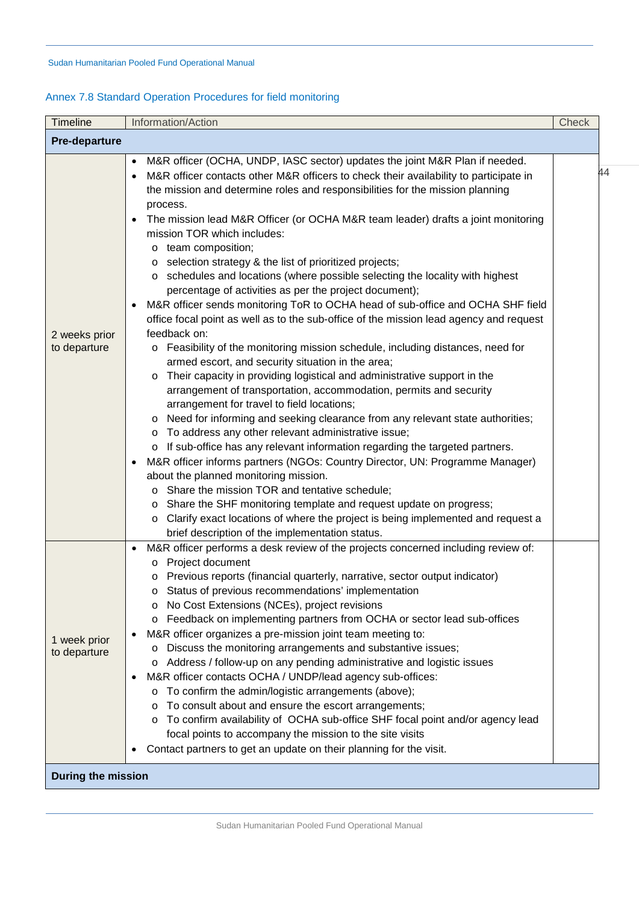## Annex 7.8 Standard Operation Procedures for field monitoring

| Timeline | Information/Action | Check |
|---|---|---|
| **Pre-departure** | | |
| 2 weeks prior to departure | • M&R officer (OCHA, UNDP, IASC sector) updates the joint M&R Plan if needed.<br>• M&R officer contacts other M&R officers to check their availability to participate in the mission and determine roles and responsibilities for the mission planning process.<br>• The mission lead M&R Officer (or OCHA M&R team leader) drafts a joint monitoring mission TOR which includes:<br>&nbsp;&nbsp;o team composition;<br>&nbsp;&nbsp;o selection strategy & the list of prioritized projects;<br>&nbsp;&nbsp;o schedules and locations (where possible selecting the locality with highest percentage of activities as per the project document);<br>• M&R officer sends monitoring ToR to OCHA head of sub-office and OCHA SHF field office focal point as well as to the sub-office of the mission lead agency and request feedback on:<br>&nbsp;&nbsp;o Feasibility of the monitoring mission schedule, including distances, need for armed escort, and security situation in the area;<br>&nbsp;&nbsp;o Their capacity in providing logistical and administrative support in the arrangement of transportation, accommodation, permits and security arrangement for travel to field locations;<br>&nbsp;&nbsp;o Need for informing and seeking clearance from any relevant state authorities;<br>&nbsp;&nbsp;o To address any other relevant administrative issue;<br>&nbsp;&nbsp;o If sub-office has any relevant information regarding the targeted partners.<br>• M&R officer informs partners (NGOs: Country Director, UN: Programme Manager) about the planned monitoring mission.<br>&nbsp;&nbsp;o Share the mission TOR and tentative schedule;<br>&nbsp;&nbsp;o Share the SHF monitoring template and request update on progress;<br>&nbsp;&nbsp;o Clarify exact locations of where the project is being implemented and request a brief description of the implementation status. | |
| 1 week prior to departure | • M&R officer performs a desk review of the projects concerned including review of:<br>&nbsp;&nbsp;o Project document<br>&nbsp;&nbsp;o Previous reports (financial quarterly, narrative, sector output indicator)<br>&nbsp;&nbsp;o Status of previous recommendations' implementation<br>&nbsp;&nbsp;o No Cost Extensions (NCEs), project revisions<br>&nbsp;&nbsp;o Feedback on implementing partners from OCHA or sector lead sub-offices<br>• M&R officer organizes a pre-mission joint team meeting to:<br>&nbsp;&nbsp;o Discuss the monitoring arrangements and substantive issues;<br>&nbsp;&nbsp;o Address / follow-up on any pending administrative and logistic issues<br>• M&R officer contacts OCHA / UNDP/lead agency sub-offices:<br>&nbsp;&nbsp;o To confirm the admin/logistic arrangements (above);<br>&nbsp;&nbsp;o To consult about and ensure the escort arrangements;<br>&nbsp;&nbsp;o To confirm availability of OCHA sub-office SHF focal point and/or agency lead focal points to accompany the mission to the site visits<br>• Contact partners to get an update on their planning for the visit. | |
| **During the mission** | | |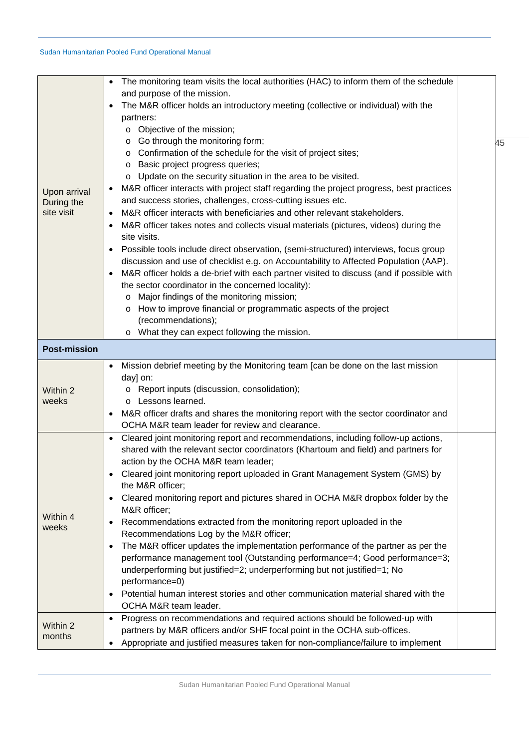| | | |
|---|---|---|
| Upon arrival During the site visit | • The monitoring team visits the local authorities (HAC) to inform them of the schedule and purpose of the mission.<br>• The M&R officer holds an introductory meeting (collective or individual) with the partners:<br>&nbsp;&nbsp;o Objective of the mission;<br>&nbsp;&nbsp;o Go through the monitoring form;<br>&nbsp;&nbsp;o Confirmation of the schedule for the visit of project sites;<br>&nbsp;&nbsp;o Basic project progress queries;<br>&nbsp;&nbsp;o Update on the security situation in the area to be visited.<br>• M&R officer interacts with project staff regarding the project progress, best practices and success stories, challenges, cross-cutting issues etc.<br>• M&R officer interacts with beneficiaries and other relevant stakeholders.<br>• M&R officer takes notes and collects visual materials (pictures, videos) during the site visits.<br>• Possible tools include direct observation, (semi-structured) interviews, focus group discussion and use of checklist e.g. on Accountability to Affected Population (AAP).<br>• M&R officer holds a de-brief with each partner visited to discuss (and if possible with the sector coordinator in the concerned locality):<br>&nbsp;&nbsp;o Major findings of the monitoring mission;<br>&nbsp;&nbsp;o How to improve financial or programmatic aspects of the project (recommendations);<br>&nbsp;&nbsp;o What they can expect following the mission. | |
| **Post-mission** | | |
| Within 2 weeks | • Mission debrief meeting by the Monitoring team [can be done on the last mission day] on:<br>&nbsp;&nbsp;o Report inputs (discussion, consolidation);<br>&nbsp;&nbsp;o Lessons learned.<br>• M&R officer drafts and shares the monitoring report with the sector coordinator and OCHA M&R team leader for review and clearance. | |
| Within 4 weeks | • Cleared joint monitoring report and recommendations, including follow-up actions, shared with the relevant sector coordinators (Khartoum and field) and partners for action by the OCHA M&R team leader;<br>• Cleared joint monitoring report uploaded in Grant Management System (GMS) by the M&R officer;<br>• Cleared monitoring report and pictures shared in OCHA M&R dropbox folder by the M&R officer;<br>• Recommendations extracted from the monitoring report uploaded in the Recommendations Log by the M&R officer;<br>• The M&R officer updates the implementation performance of the partner as per the performance management tool (Outstanding performance=4; Good performance=3; underperforming but justified=2; underperforming but not justified=1; No performance=0)<br>• Potential human interest stories and other communication material shared with the OCHA M&R team leader. | |
| Within 2 months | • Progress on recommendations and required actions should be followed-up with partners by M&R officers and/or SHF focal point in the OCHA sub-offices.<br>• Appropriate and justified measures taken for non-compliance/failure to implement | |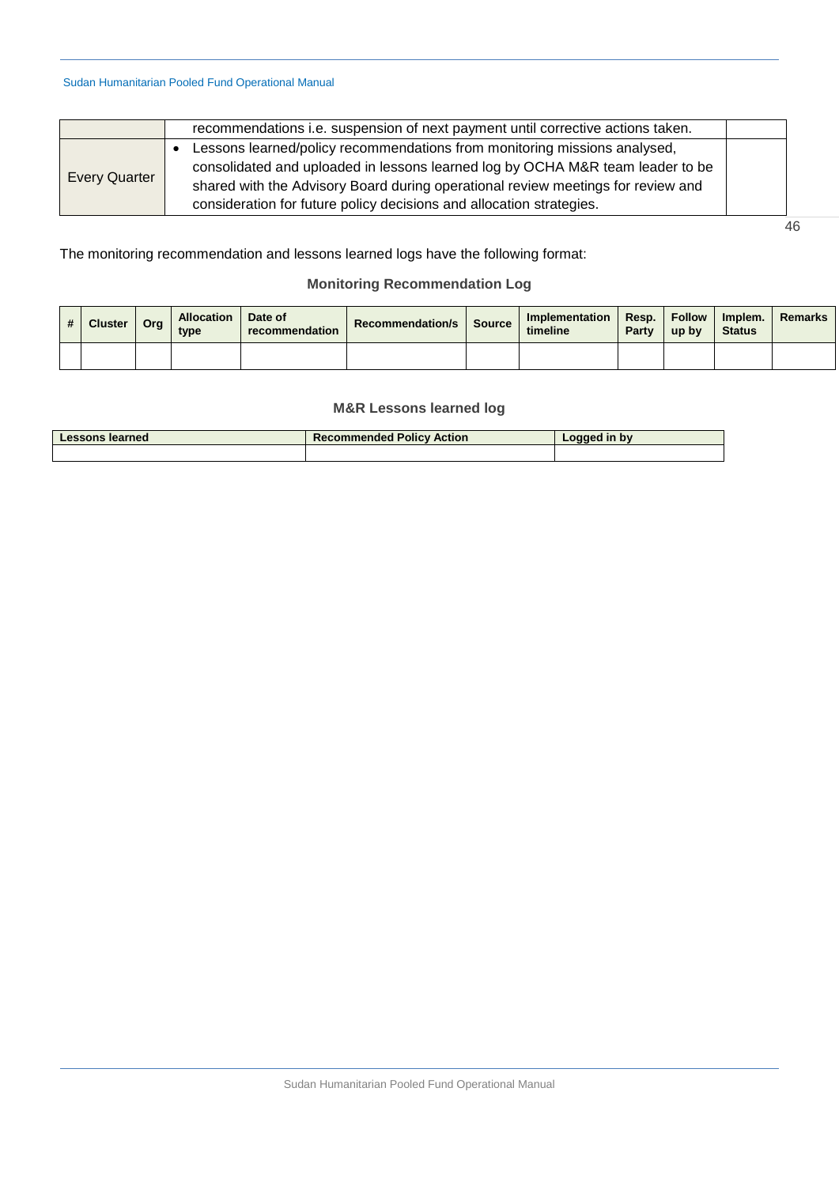|  | recommendations i.e. suspension of next payment until corrective actions taken. |  |
|---|---|---|
| Every Quarter | • Lessons learned/policy recommendations from monitoring missions analysed, consolidated and uploaded in lessons learned log by OCHA M&R team leader to be shared with the Advisory Board during operational review meetings for review and consideration for future policy decisions and allocation strategies. |  |

The monitoring recommendation and lessons learned logs have the following format:

### Monitoring Recommendation Log

| # | Cluster | Org | Allocation type | Date of recommendation | Recommendation/s | Source | Implementation timeline | Resp. Party | Follow up by | Implem. Status | Remarks |
|---|---|---|---|---|---|---|---|---|---|---|---|
|  |  |  |  |  |  |  |  |  |  |  |  |

### M&R Lessons learned log

| Lessons learned | Recommended Policy Action | Logged in by |
|---|---|---|
|  |  |  |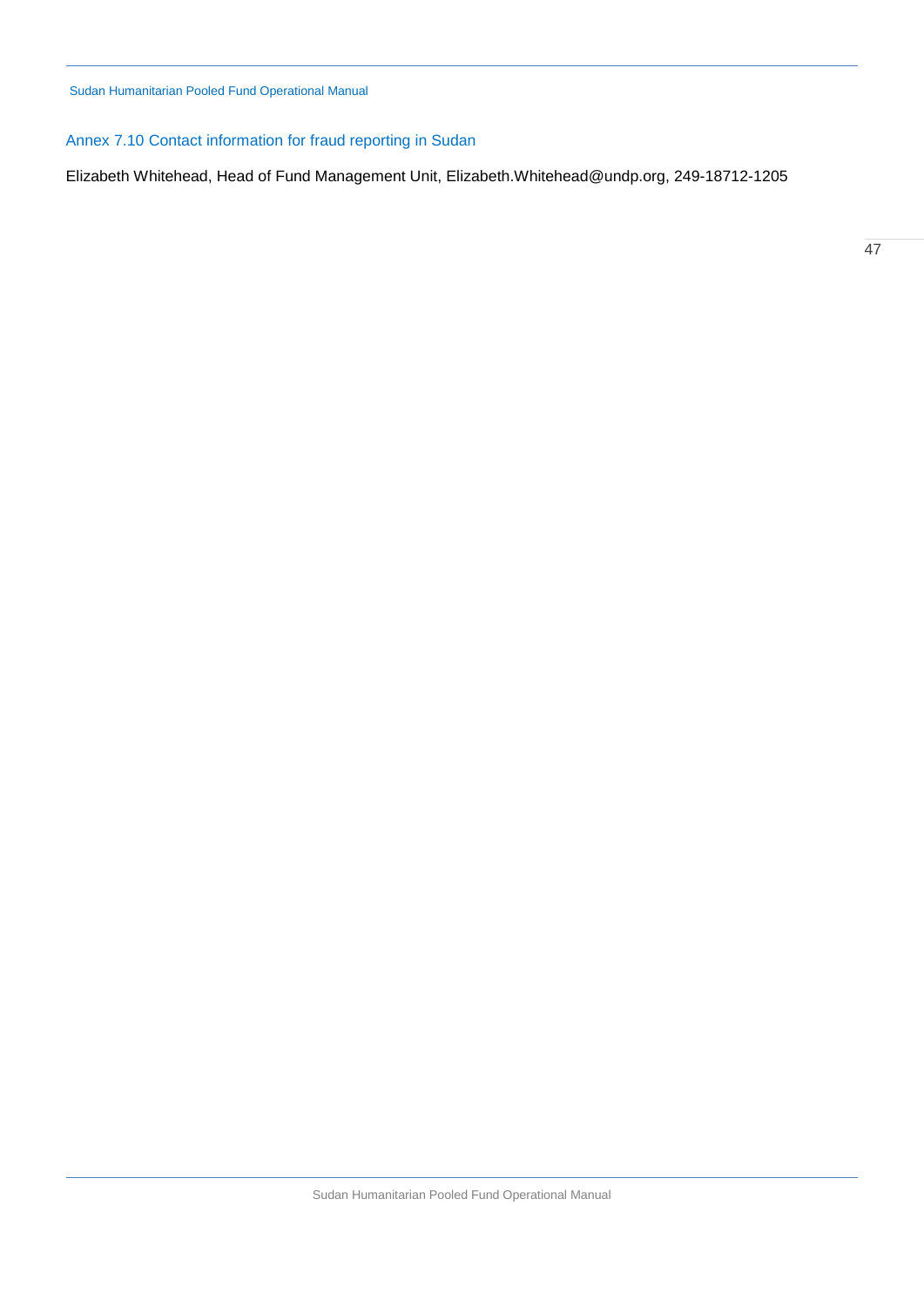## Annex 7.10 Contact information for fraud reporting in Sudan

Elizabeth Whitehead, Head of Fund Management Unit, Elizabeth.Whitehead@undp.org, 249-18712-1205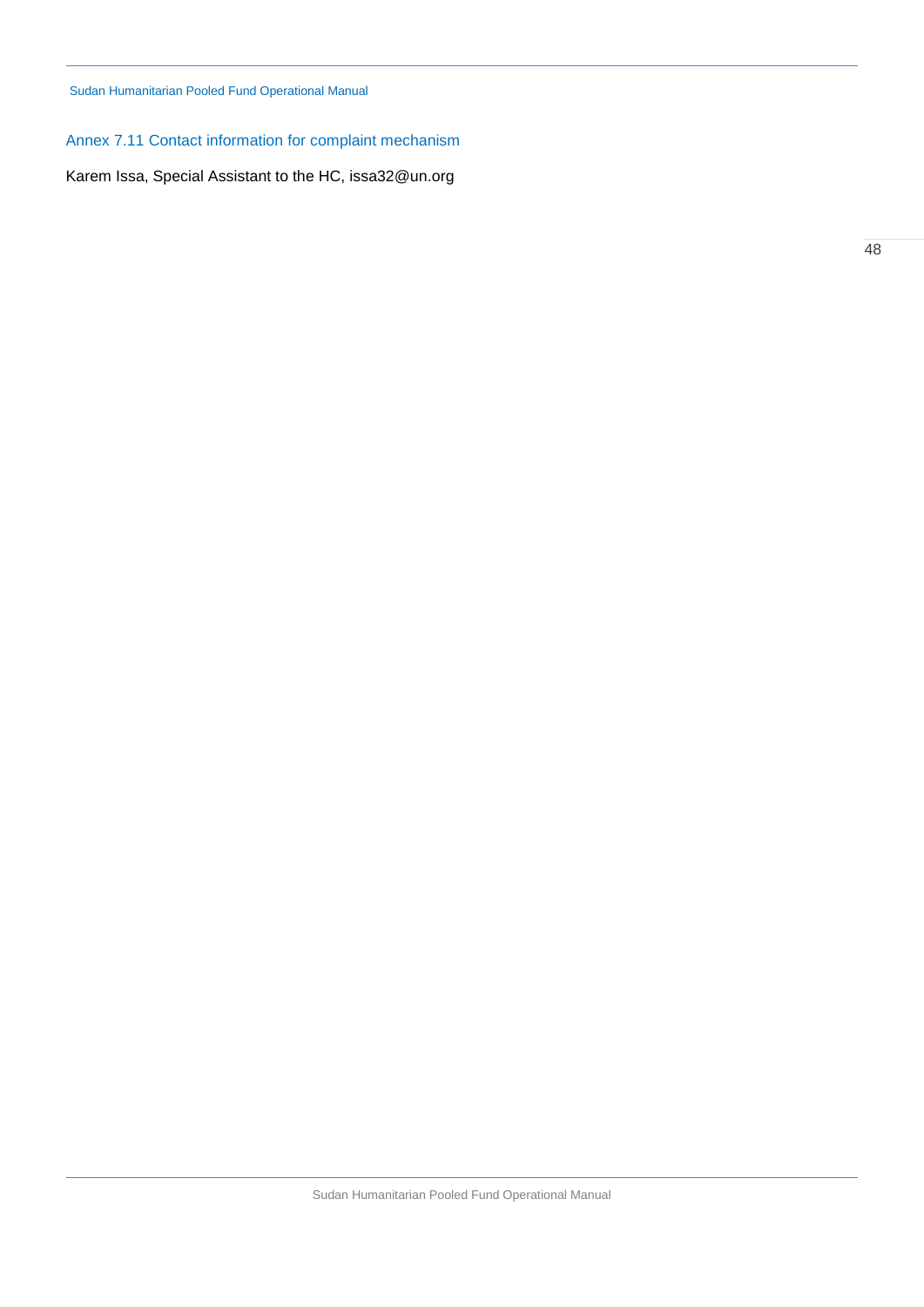## Annex 7.11 Contact information for complaint mechanism

Karem Issa, Special Assistant to the HC, issa32@un.org